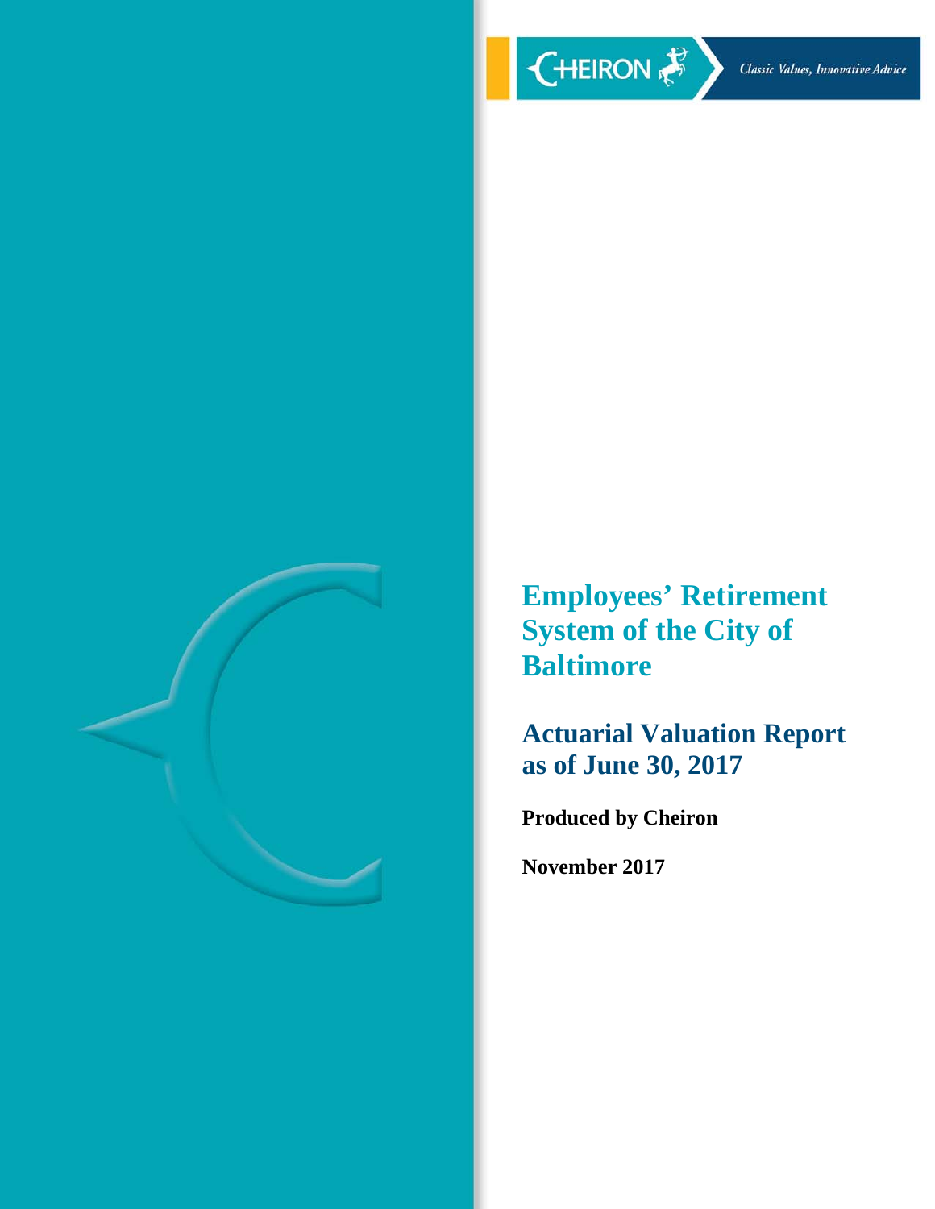CHEIRON

*Classic Values, Innovative Advice*

# Employees' Retirement System of the City of Baltimore

## Actuarial Valuation Report as of June 30, 2017

**Produced by Cheiron**

**November 2017**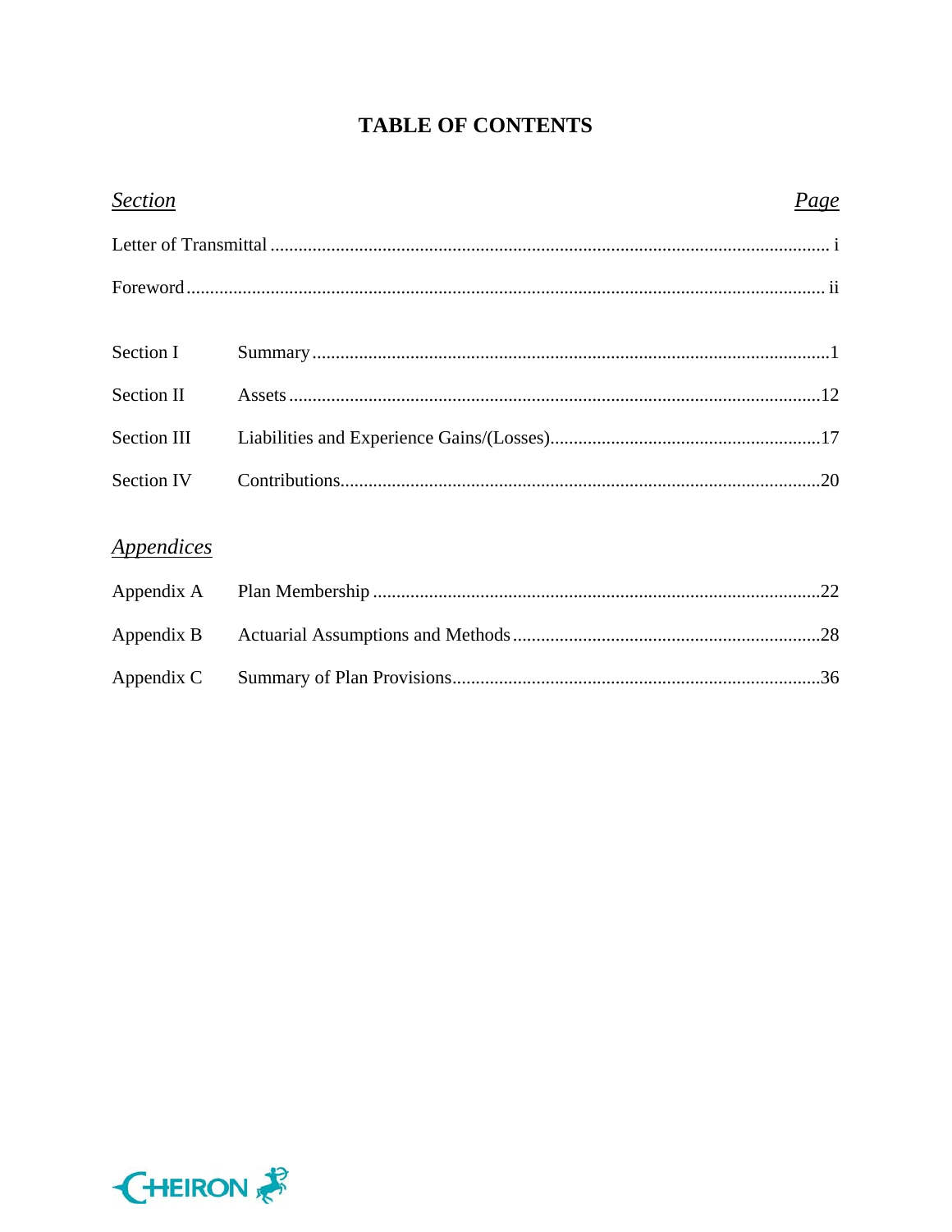# TABLE OF CONTENTS

| *Section* | | *Page* |
|---|---|---|
| Letter of Transmittal | | i |
| Foreword | | ii |
| Section I | Summary | 1 |
| Section II | Assets | 12 |
| Section III | Liabilities and Experience Gains/(Losses) | 17 |
| Section IV | Contributions | 20 |

## *Appendices*

| | | |
|---|---|---|
| Appendix A | Plan Membership | 22 |
| Appendix B | Actuarial Assumptions and Methods | 28 |
| Appendix C | Summary of Plan Provisions | 36 |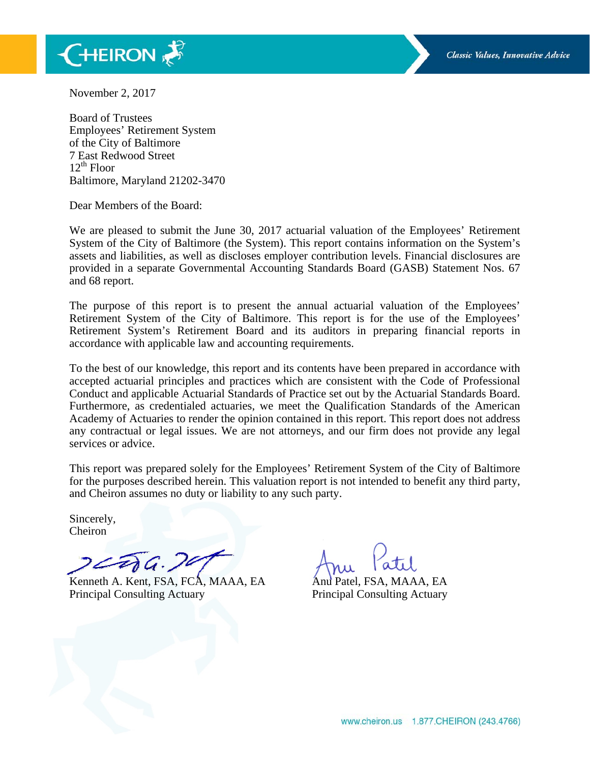November 2, 2017

Board of Trustees
Employees' Retirement System
of the City of Baltimore
7 East Redwood Street
12th Floor
Baltimore, Maryland 21202-3470

Dear Members of the Board:

We are pleased to submit the June 30, 2017 actuarial valuation of the Employees' Retirement System of the City of Baltimore (the System). This report contains information on the System's assets and liabilities, as well as discloses employer contribution levels. Financial disclosures are provided in a separate Governmental Accounting Standards Board (GASB) Statement Nos. 67 and 68 report.

The purpose of this report is to present the annual actuarial valuation of the Employees' Retirement System of the City of Baltimore. This report is for the use of the Employees' Retirement System's Retirement Board and its auditors in preparing financial reports in accordance with applicable law and accounting requirements.

To the best of our knowledge, this report and its contents have been prepared in accordance with accepted actuarial principles and practices which are consistent with the Code of Professional Conduct and applicable Actuarial Standards of Practice set out by the Actuarial Standards Board. Furthermore, as credentialed actuaries, we meet the Qualification Standards of the American Academy of Actuaries to render the opinion contained in this report. This report does not address any contractual or legal issues. We are not attorneys, and our firm does not provide any legal services or advice.

This report was prepared solely for the Employees' Retirement System of the City of Baltimore for the purposes described herein. This valuation report is not intended to benefit any third party, and Cheiron assumes no duty or liability to any such party.

Sincerely,
Cheiron

Kenneth A. Kent, FSA, FCA, MAAA, EA
Principal Consulting Actuary

Anu Patel, FSA, MAAA, EA
Principal Consulting Actuary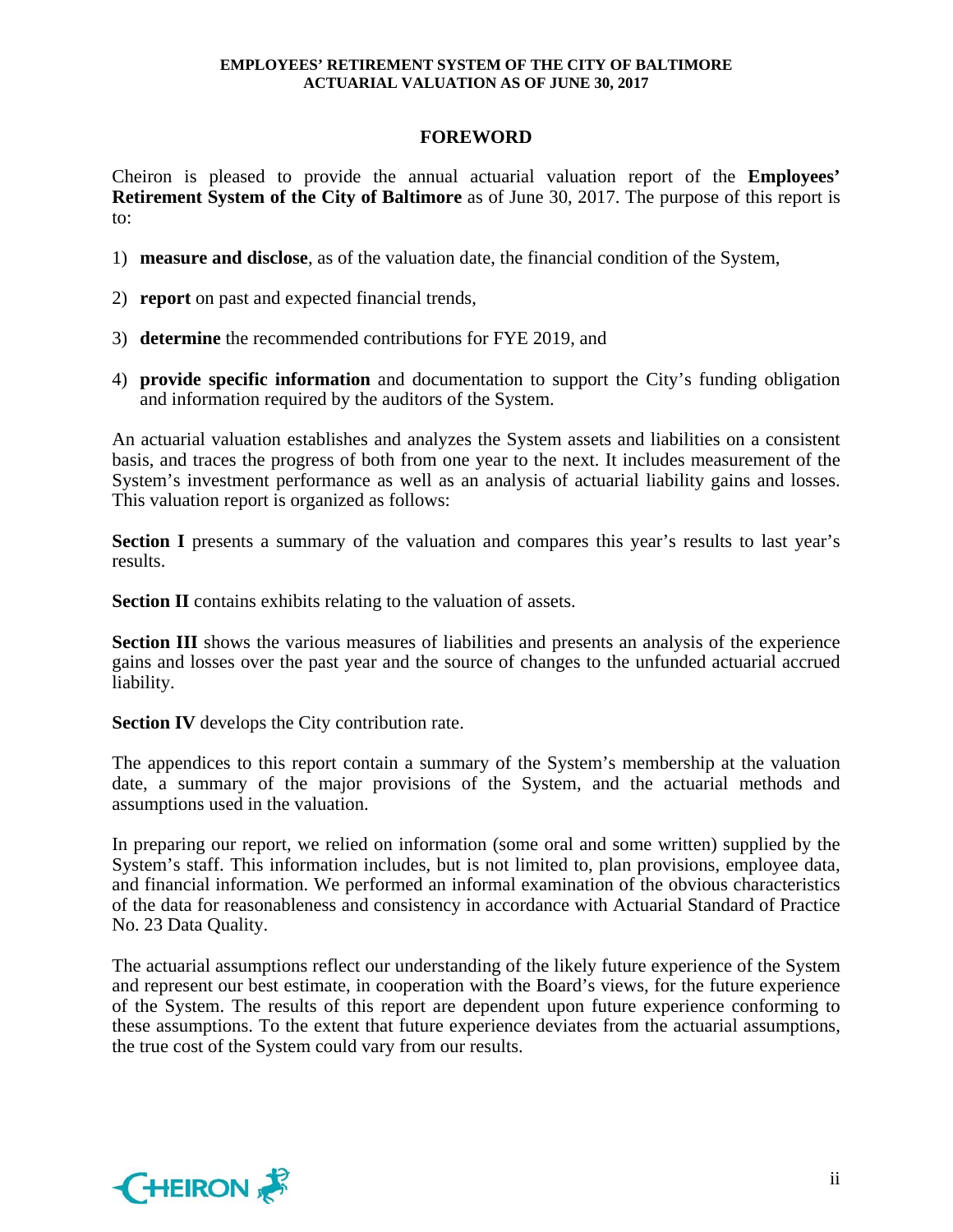## FOREWORD

Cheiron is pleased to provide the annual actuarial valuation report of the **Employees' Retirement System of the City of Baltimore** as of June 30, 2017. The purpose of this report is to:

1) **measure and disclose**, as of the valuation date, the financial condition of the System,

2) **report** on past and expected financial trends,

3) **determine** the recommended contributions for FYE 2019, and

4) **provide specific information** and documentation to support the City's funding obligation and information required by the auditors of the System.

An actuarial valuation establishes and analyzes the System assets and liabilities on a consistent basis, and traces the progress of both from one year to the next. It includes measurement of the System's investment performance as well as an analysis of actuarial liability gains and losses. This valuation report is organized as follows:

**Section I** presents a summary of the valuation and compares this year's results to last year's results.

**Section II** contains exhibits relating to the valuation of assets.

**Section III** shows the various measures of liabilities and presents an analysis of the experience gains and losses over the past year and the source of changes to the unfunded actuarial accrued liability.

**Section IV** develops the City contribution rate.

The appendices to this report contain a summary of the System's membership at the valuation date, a summary of the major provisions of the System, and the actuarial methods and assumptions used in the valuation.

In preparing our report, we relied on information (some oral and some written) supplied by the System's staff. This information includes, but is not limited to, plan provisions, employee data, and financial information. We performed an informal examination of the obvious characteristics of the data for reasonableness and consistency in accordance with Actuarial Standard of Practice No. 23 Data Quality.

The actuarial assumptions reflect our understanding of the likely future experience of the System and represent our best estimate, in cooperation with the Board's views, for the future experience of the System. The results of this report are dependent upon future experience conforming to these assumptions. To the extent that future experience deviates from the actuarial assumptions, the true cost of the System could vary from our results.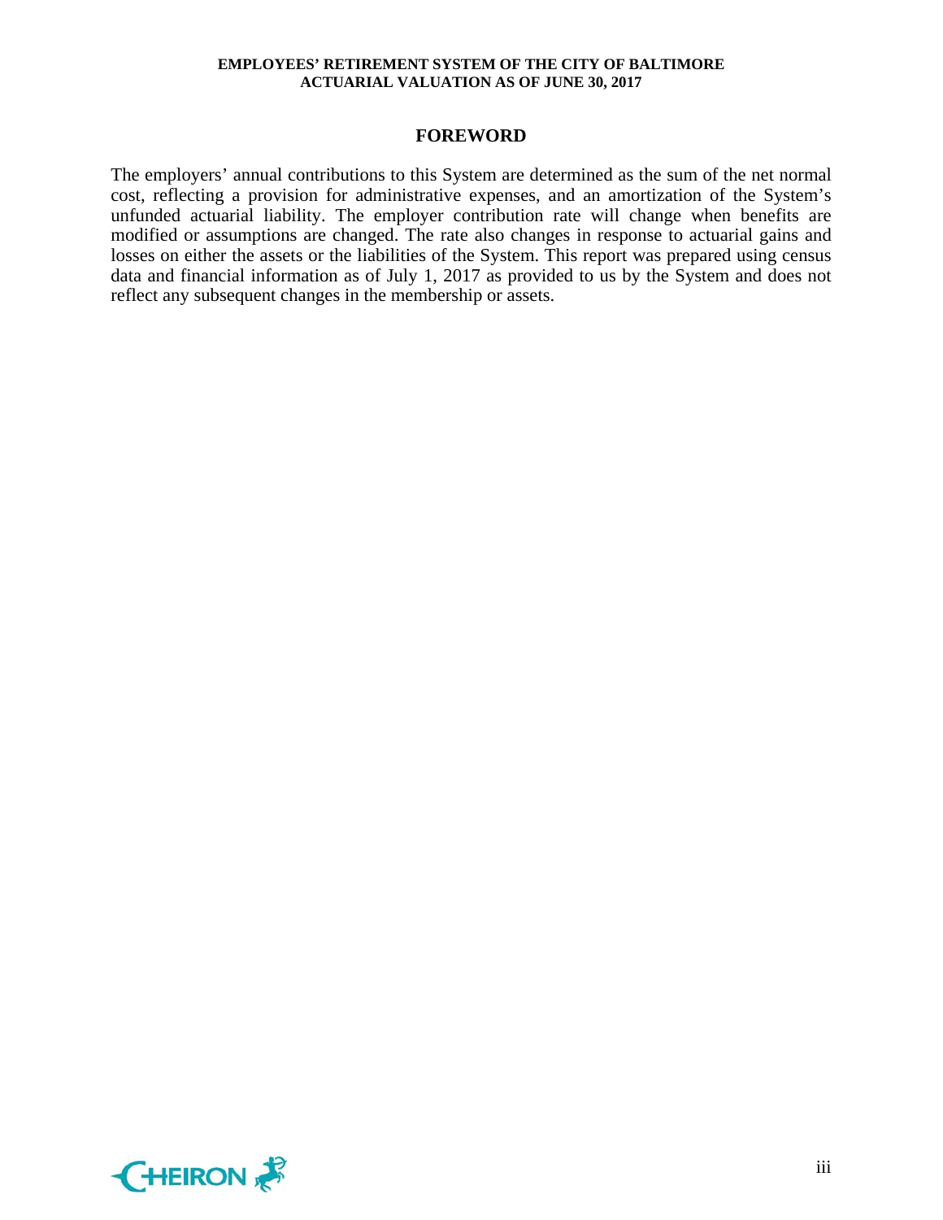## FOREWORD

The employers' annual contributions to this System are determined as the sum of the net normal cost, reflecting a provision for administrative expenses, and an amortization of the System's unfunded actuarial liability. The employer contribution rate will change when benefits are modified or assumptions are changed. The rate also changes in response to actuarial gains and losses on either the assets or the liabilities of the System. This report was prepared using census data and financial information as of July 1, 2017 as provided to us by the System and does not reflect any subsequent changes in the membership or assets.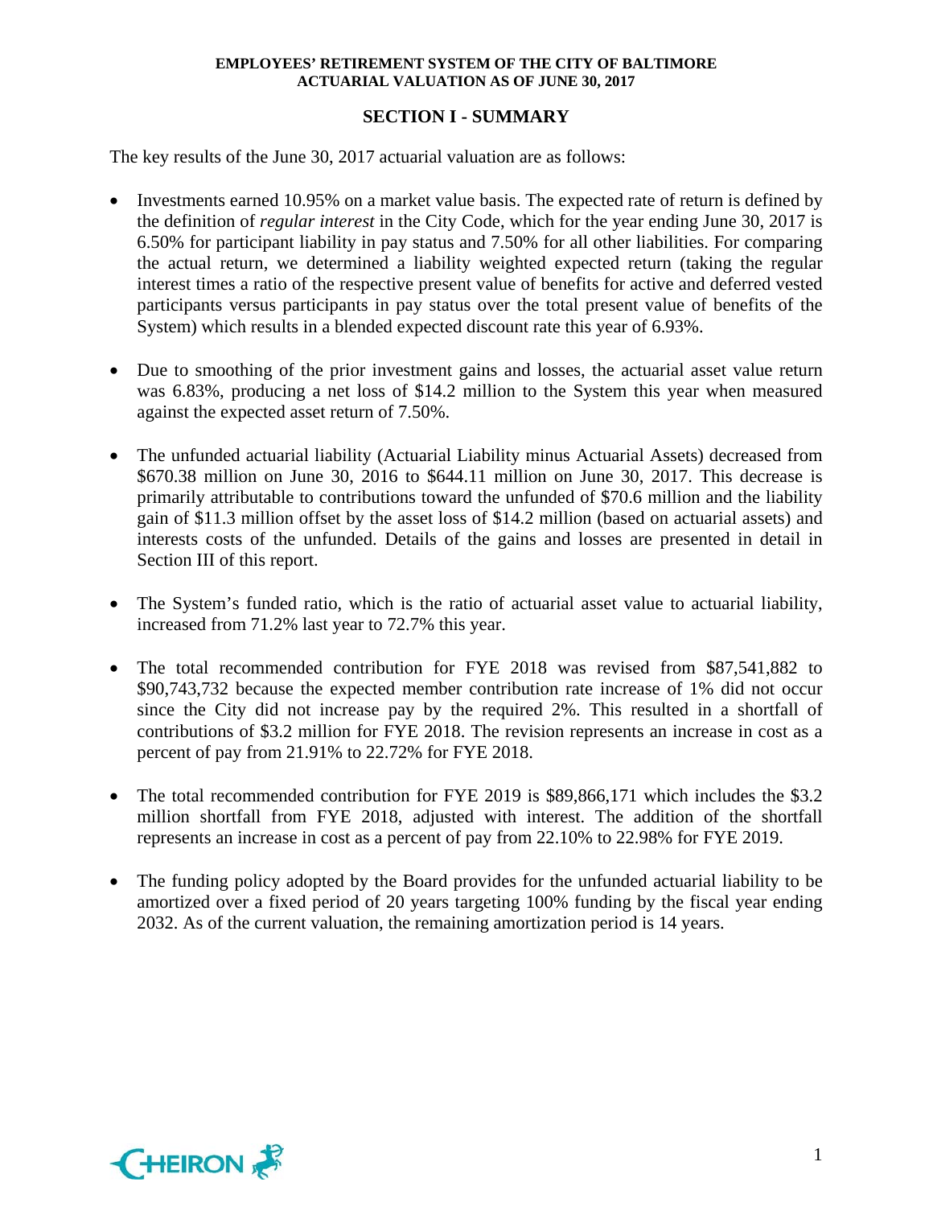## SECTION I - SUMMARY

The key results of the June 30, 2017 actuarial valuation are as follows:

- Investments earned 10.95% on a market value basis. The expected rate of return is defined by the definition of *regular interest* in the City Code, which for the year ending June 30, 2017 is 6.50% for participant liability in pay status and 7.50% for all other liabilities. For comparing the actual return, we determined a liability weighted expected return (taking the regular interest times a ratio of the respective present value of benefits for active and deferred vested participants versus participants in pay status over the total present value of benefits of the System) which results in a blended expected discount rate this year of 6.93%.

- Due to smoothing of the prior investment gains and losses, the actuarial asset value return was 6.83%, producing a net loss of $14.2 million to the System this year when measured against the expected asset return of 7.50%.

- The unfunded actuarial liability (Actuarial Liability minus Actuarial Assets) decreased from $670.38 million on June 30, 2016 to $644.11 million on June 30, 2017. This decrease is primarily attributable to contributions toward the unfunded of $70.6 million and the liability gain of $11.3 million offset by the asset loss of $14.2 million (based on actuarial assets) and interests costs of the unfunded. Details of the gains and losses are presented in detail in Section III of this report.

- The System's funded ratio, which is the ratio of actuarial asset value to actuarial liability, increased from 71.2% last year to 72.7% this year.

- The total recommended contribution for FYE 2018 was revised from $87,541,882 to $90,743,732 because the expected member contribution rate increase of 1% did not occur since the City did not increase pay by the required 2%. This resulted in a shortfall of contributions of $3.2 million for FYE 2018. The revision represents an increase in cost as a percent of pay from 21.91% to 22.72% for FYE 2018.

- The total recommended contribution for FYE 2019 is $89,866,171 which includes the $3.2 million shortfall from FYE 2018, adjusted with interest. The addition of the shortfall represents an increase in cost as a percent of pay from 22.10% to 22.98% for FYE 2019.

- The funding policy adopted by the Board provides for the unfunded actuarial liability to be amortized over a fixed period of 20 years targeting 100% funding by the fiscal year ending 2032. As of the current valuation, the remaining amortization period is 14 years.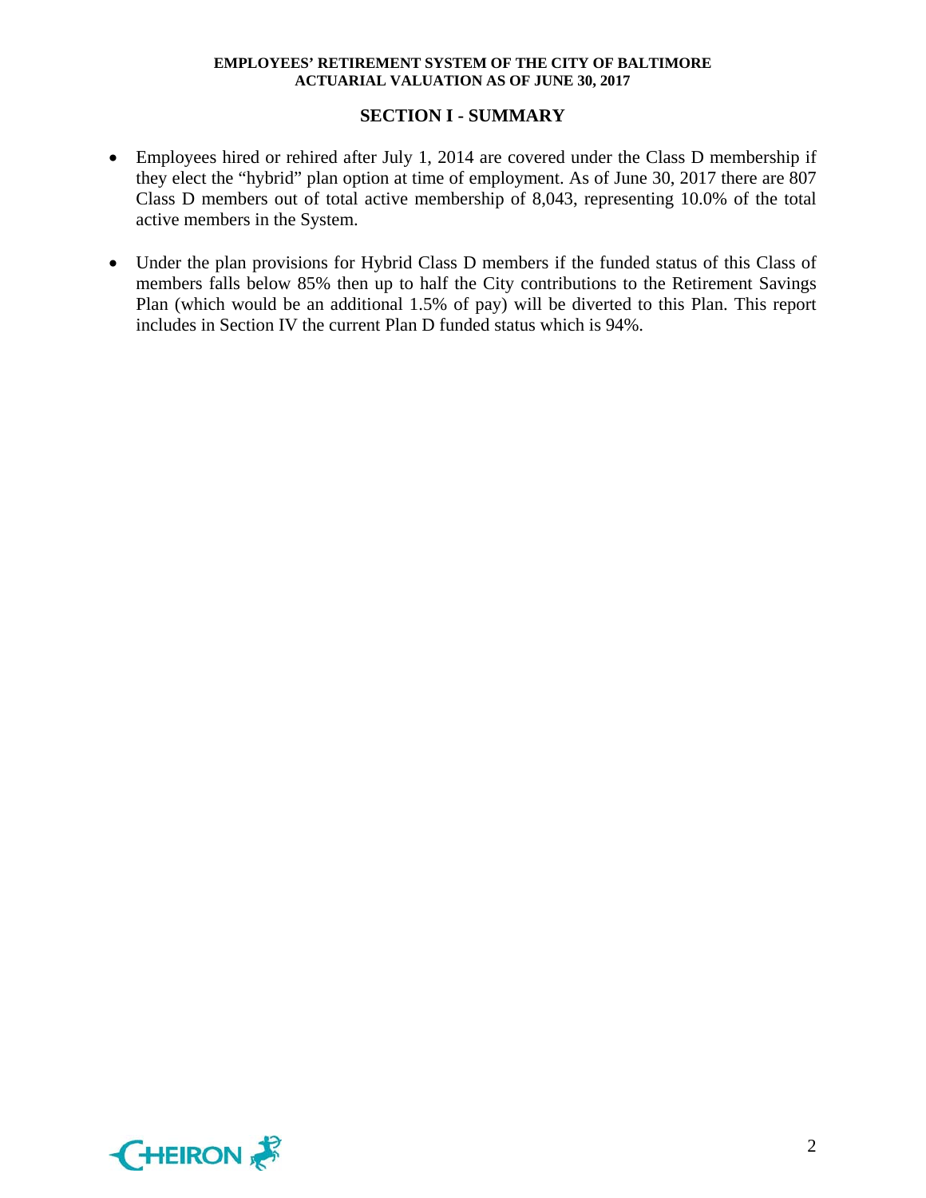## SECTION I - SUMMARY

- Employees hired or rehired after July 1, 2014 are covered under the Class D membership if they elect the "hybrid" plan option at time of employment. As of June 30, 2017 there are 807 Class D members out of total active membership of 8,043, representing 10.0% of the total active members in the System.
- Under the plan provisions for Hybrid Class D members if the funded status of this Class of members falls below 85% then up to half the City contributions to the Retirement Savings Plan (which would be an additional 1.5% of pay) will be diverted to this Plan. This report includes in Section IV the current Plan D funded status which is 94%.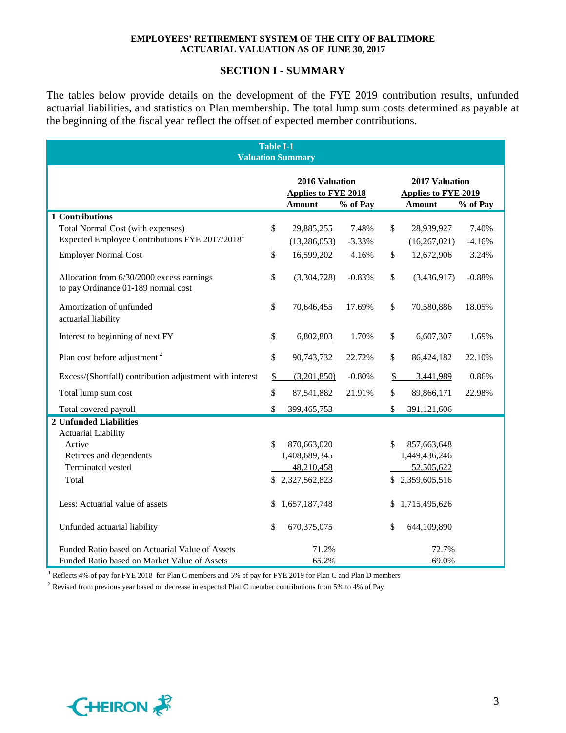## SECTION I - SUMMARY

The tables below provide details on the development of the FYE 2019 contribution results, unfunded actuarial liabilities, and statistics on Plan membership. The total lump sum costs determined as payable at the beginning of the fiscal year reflect the offset of expected member contributions.

**Table I-1**
**Valuation Summary**

| | 2016 Valuation Applies to FYE 2018 | | 2017 Valuation Applies to FYE 2019 | |
|---|---|---|---|---|
| | **Amount** | **% of Pay** | **Amount** | **% of Pay** |
| **1 Contributions** | | | | |
| Total Normal Cost (with expenses) | $ 29,885,255 | 7.48% | $ 28,939,927 | 7.40% |
| Expected Employee Contributions FYE 2017/2018[1] | (13,286,053) | -3.33% | (16,267,021) | -4.16% |
| Employer Normal Cost | $ 16,599,202 | 4.16% | $ 12,672,906 | 3.24% |
| Allocation from 6/30/2000 excess earnings to pay Ordinance 01-189 normal cost | $ (3,304,728) | -0.83% | $ (3,436,917) | -0.88% |
| Amortization of unfunded actuarial liability | $ 70,646,455 | 17.69% | $ 70,580,886 | 18.05% |
| Interest to beginning of next FY | $ 6,802,803 | 1.70% | $ 6,607,307 | 1.69% |
| Plan cost before adjustment[2] | $ 90,743,732 | 22.72% | $ 86,424,182 | 22.10% |
| Excess/(Shortfall) contribution adjustment with interest | $ (3,201,850) | -0.80% | $ 3,441,989 | 0.86% |
| Total lump sum cost | $ 87,541,882 | 21.91% | $ 89,866,171 | 22.98% |
| Total covered payroll | $ 399,465,753 | | $ 391,121,606 | |
| **2 Unfunded Liabilities** | | | | |
| Actuarial Liability | | | | |
| Active | $ 870,663,020 | | $ 857,663,648 | |
| Retirees and dependents | 1,408,689,345 | | 1,449,436,246 | |
| Terminated vested | 48,210,458 | | 52,505,622 | |
| Total | $ 2,327,562,823 | | $ 2,359,605,516 | |
| Less: Actuarial value of assets | $ 1,657,187,748 | | $ 1,715,495,626 | |
| Unfunded actuarial liability | $ 670,375,075 | | $ 644,109,890 | |
| Funded Ratio based on Actuarial Value of Assets | 71.2% | | 72.7% | |
| Funded Ratio based on Market Value of Assets | 65.2% | | 69.0% | |

[1] Reflects 4% of pay for FYE 2018 for Plan C members and 5% of pay for FYE 2019 for Plan C and Plan D members

[2] Revised from previous year based on decrease in expected Plan C member contributions from 5% to 4% of Pay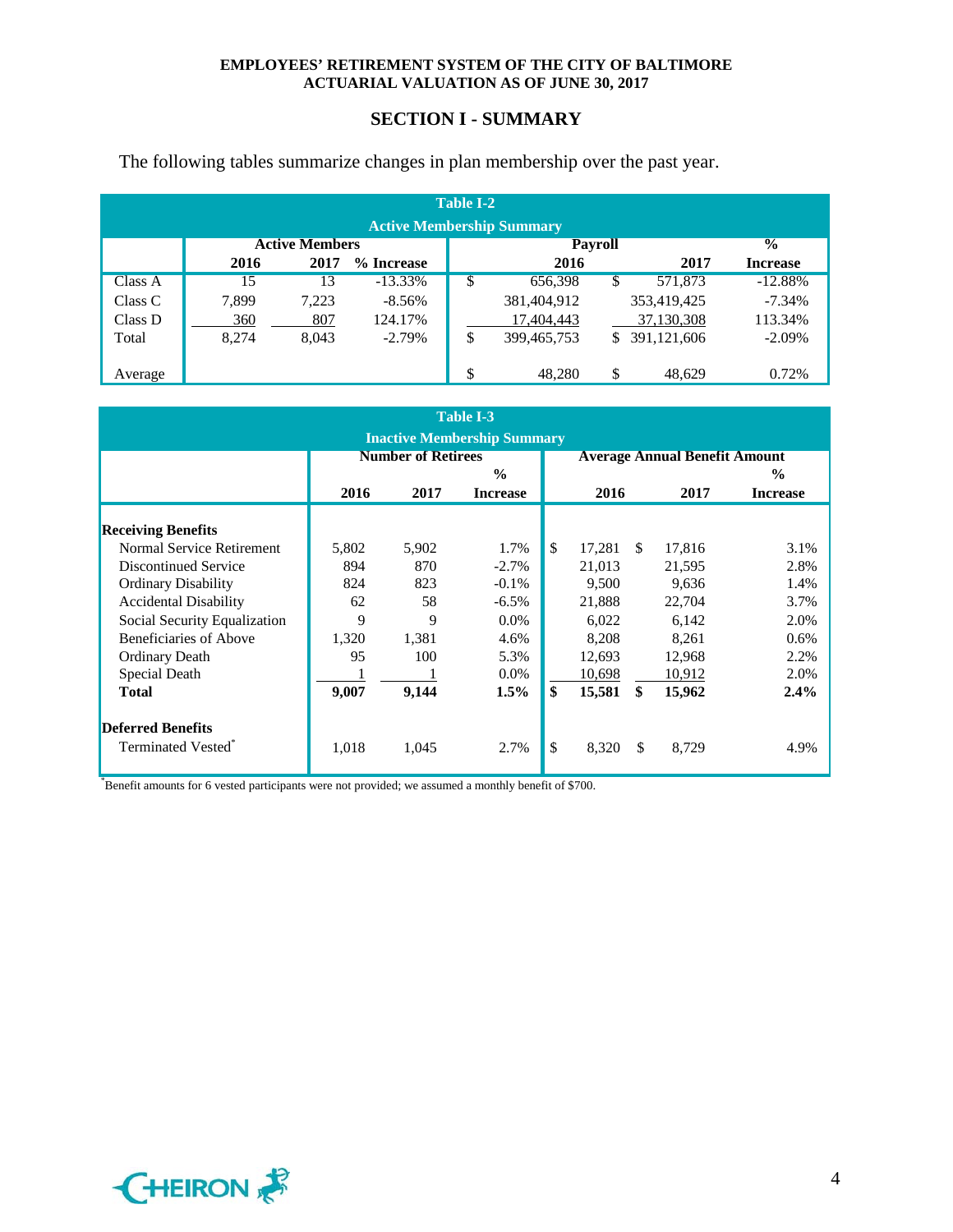## SECTION I - SUMMARY

The following tables summarize changes in plan membership over the past year.

**Table I-2**
**Active Membership Summary**

| | Active Members | | | Payroll | | % |
|---|---|---|---|---|---|---|
| | 2016 | 2017 | % Increase | 2016 | 2017 | Increase |
| Class A | 15 | 13 | -13.33% | $ 656,398 | $ 571,873 | -12.88% |
| Class C | 7,899 | 7,223 | -8.56% | 381,404,912 | 353,419,425 | -7.34% |
| Class D | 360 | 807 | 124.17% | 17,404,443 | 37,130,308 | 113.34% |
| Total | 8,274 | 8,043 | -2.79% | $ 399,465,753 | $ 391,121,606 | -2.09% |
| Average | | | | $ 48,280 | $ 48,629 | 0.72% |

**Table I-3**
**Inactive Membership Summary**

| | Number of Retirees | | | Average Annual Benefit Amount | | |
|---|---|---|---|---|---|---|
| | 2016 | 2017 | % Increase | 2016 | 2017 | % Increase |
| **Receiving Benefits** | | | | | | |
| Normal Service Retirement | 5,802 | 5,902 | 1.7% | $ 17,281 | $ 17,816 | 3.1% |
| Discontinued Service | 894 | 870 | -2.7% | 21,013 | 21,595 | 2.8% |
| Ordinary Disability | 824 | 823 | -0.1% | 9,500 | 9,636 | 1.4% |
| Accidental Disability | 62 | 58 | -6.5% | 21,888 | 22,704 | 3.7% |
| Social Security Equalization | 9 | 9 | 0.0% | 6,022 | 6,142 | 2.0% |
| Beneficiaries of Above | 1,320 | 1,381 | 4.6% | 8,208 | 8,261 | 0.6% |
| Ordinary Death | 95 | 100 | 5.3% | 12,693 | 12,968 | 2.2% |
| Special Death | 1 | 1 | 0.0% | 10,698 | 10,912 | 2.0% |
| **Total** | **9,007** | **9,144** | **1.5%** | **$ 15,581** | **$ 15,962** | **2.4%** |
| **Deferred Benefits** | | | | | | |
| Terminated Vested* | 1,018 | 1,045 | 2.7% | $ 8,320 | $ 8,729 | 4.9% |

*Benefit amounts for 6 vested participants were not provided; we assumed a monthly benefit of $700.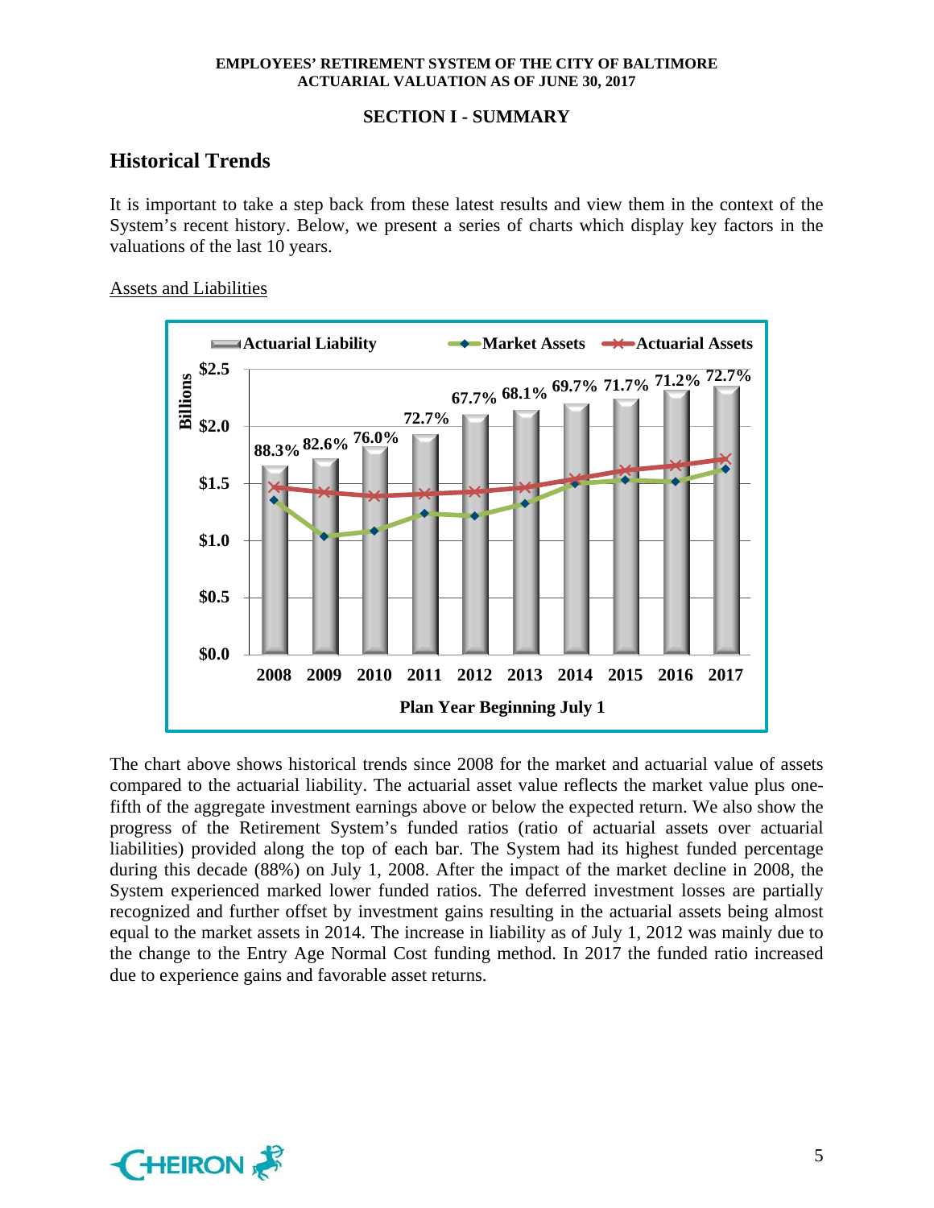## SECTION I - SUMMARY

# Historical Trends

It is important to take a step back from these latest results and view them in the context of the System's recent history. Below, we present a series of charts which display key factors in the valuations of the last 10 years.

Assets and Liabilities

The chart above shows historical trends since 2008 for the market and actuarial value of assets compared to the actuarial liability. The actuarial asset value reflects the market value plus one-fifth of the aggregate investment earnings above or below the expected return. We also show the progress of the Retirement System's funded ratios (ratio of actuarial assets over actuarial liabilities) provided along the top of each bar. The System had its highest funded percentage during this decade (88%) on July 1, 2008. After the impact of the market decline in 2008, the System experienced marked lower funded ratios. The deferred investment losses are partially recognized and further offset by investment gains resulting in the actuarial assets being almost equal to the market assets in 2014. The increase in liability as of July 1, 2012 was mainly due to the change to the Entry Age Normal Cost funding method. In 2017 the funded ratio increased due to experience gains and favorable asset returns.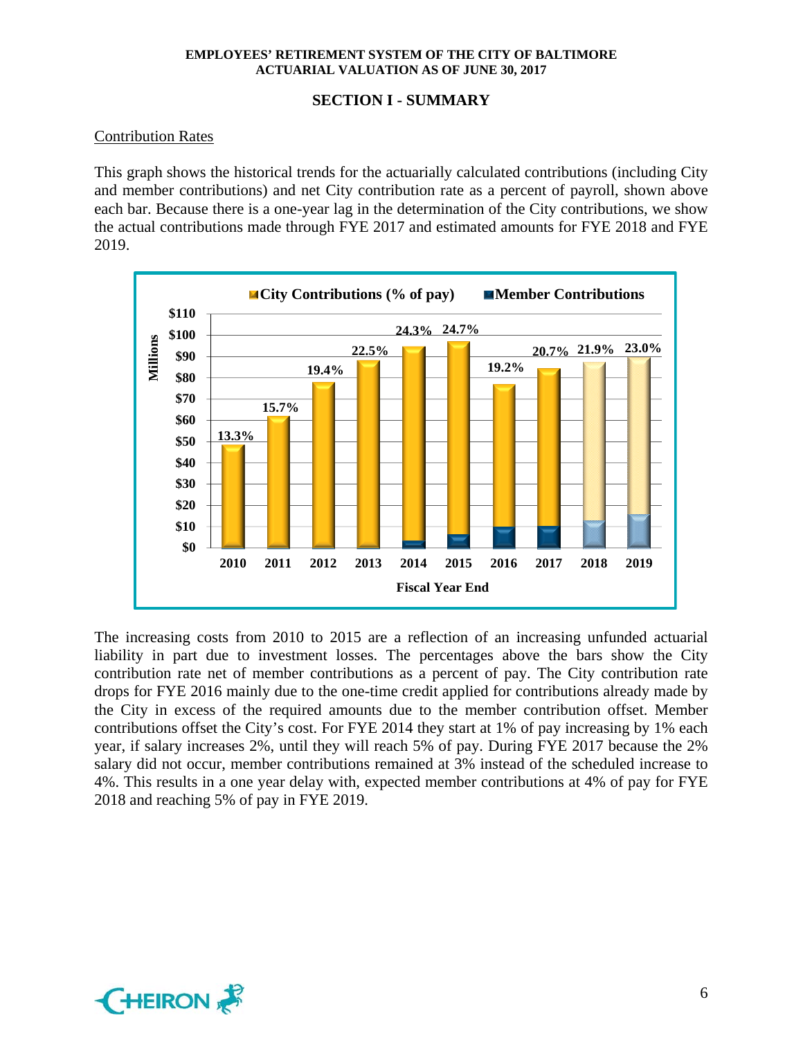## SECTION I - SUMMARY

Contribution Rates

This graph shows the historical trends for the actuarially calculated contributions (including City and member contributions) and net City contribution rate as a percent of payroll, shown above each bar. Because there is a one-year lag in the determination of the City contributions, we show the actual contributions made through FYE 2017 and estimated amounts for FYE 2018 and FYE 2019.

The increasing costs from 2010 to 2015 are a reflection of an increasing unfunded actuarial liability in part due to investment losses. The percentages above the bars show the City contribution rate net of member contributions as a percent of pay. The City contribution rate drops for FYE 2016 mainly due to the one-time credit applied for contributions already made by the City in excess of the required amounts due to the member contribution offset. Member contributions offset the City's cost. For FYE 2014 they start at 1% of pay increasing by 1% each year, if salary increases 2%, until they will reach 5% of pay. During FYE 2017 because the 2% salary did not occur, member contributions remained at 3% instead of the scheduled increase to 4%. This results in a one year delay with, expected member contributions at 4% of pay for FYE 2018 and reaching 5% of pay in FYE 2019.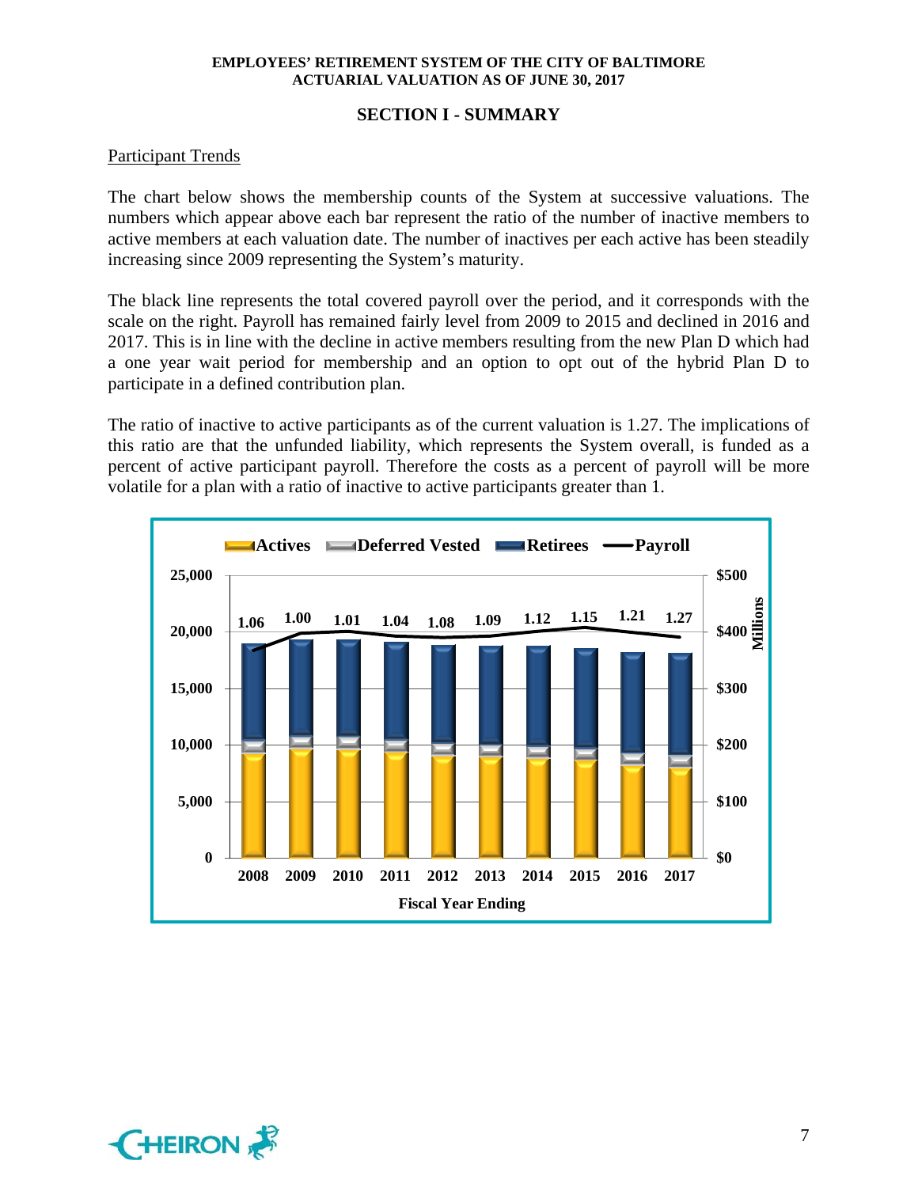## SECTION I - SUMMARY

Participant Trends

The chart below shows the membership counts of the System at successive valuations. The numbers which appear above each bar represent the ratio of the number of inactive members to active members at each valuation date. The number of inactives per each active has been steadily increasing since 2009 representing the System's maturity.

The black line represents the total covered payroll over the period, and it corresponds with the scale on the right. Payroll has remained fairly level from 2009 to 2015 and declined in 2016 and 2017. This is in line with the decline in active members resulting from the new Plan D which had a one year wait period for membership and an option to opt out of the hybrid Plan D to participate in a defined contribution plan.

The ratio of inactive to active participants as of the current valuation is 1.27. The implications of this ratio are that the unfunded liability, which represents the System overall, is funded as a percent of active participant payroll. Therefore the costs as a percent of payroll will be more volatile for a plan with a ratio of inactive to active participants greater than 1.

Legend: Actives, Deferred Vested, Retirees, Payroll

| Fiscal Year Ending | 2008 | 2009 | 2010 | 2011 | 2012 | 2013 | 2014 | 2015 | 2016 | 2017 |
|---|---|---|---|---|---|---|---|---|---|---|
| Inactive/Active Ratio | 1.06 | 1.00 | 1.01 | 1.04 | 1.08 | 1.09 | 1.12 | 1.15 | 1.21 | 1.27 |

Left axis: 0 to 25,000 members; Right axis: $0 to $500 Millions (Payroll)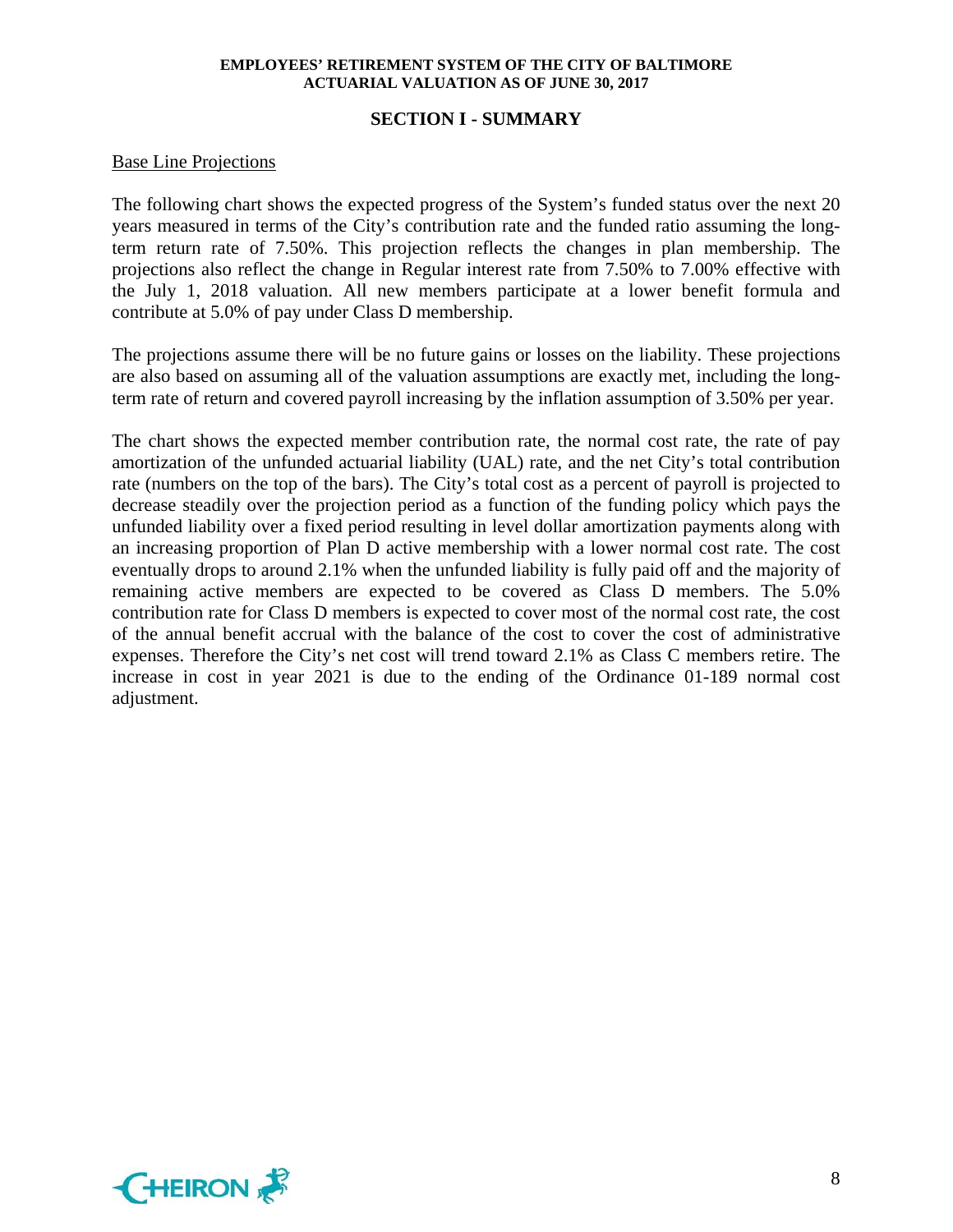## SECTION I - SUMMARY

Base Line Projections

The following chart shows the expected progress of the System's funded status over the next 20 years measured in terms of the City's contribution rate and the funded ratio assuming the long-term return rate of 7.50%. This projection reflects the changes in plan membership. The projections also reflect the change in Regular interest rate from 7.50% to 7.00% effective with the July 1, 2018 valuation. All new members participate at a lower benefit formula and contribute at 5.0% of pay under Class D membership.

The projections assume there will be no future gains or losses on the liability. These projections are also based on assuming all of the valuation assumptions are exactly met, including the long-term rate of return and covered payroll increasing by the inflation assumption of 3.50% per year.

The chart shows the expected member contribution rate, the normal cost rate, the rate of pay amortization of the unfunded actuarial liability (UAL) rate, and the net City's total contribution rate (numbers on the top of the bars). The City's total cost as a percent of payroll is projected to decrease steadily over the projection period as a function of the funding policy which pays the unfunded liability over a fixed period resulting in level dollar amortization payments along with an increasing proportion of Plan D active membership with a lower normal cost rate. The cost eventually drops to around 2.1% when the unfunded liability is fully paid off and the majority of remaining active members are expected to be covered as Class D members. The 5.0% contribution rate for Class D members is expected to cover most of the normal cost rate, the cost of the annual benefit accrual with the balance of the cost to cover the cost of administrative expenses. Therefore the City's net cost will trend toward 2.1% as Class C members retire. The increase in cost in year 2021 is due to the ending of the Ordinance 01-189 normal cost adjustment.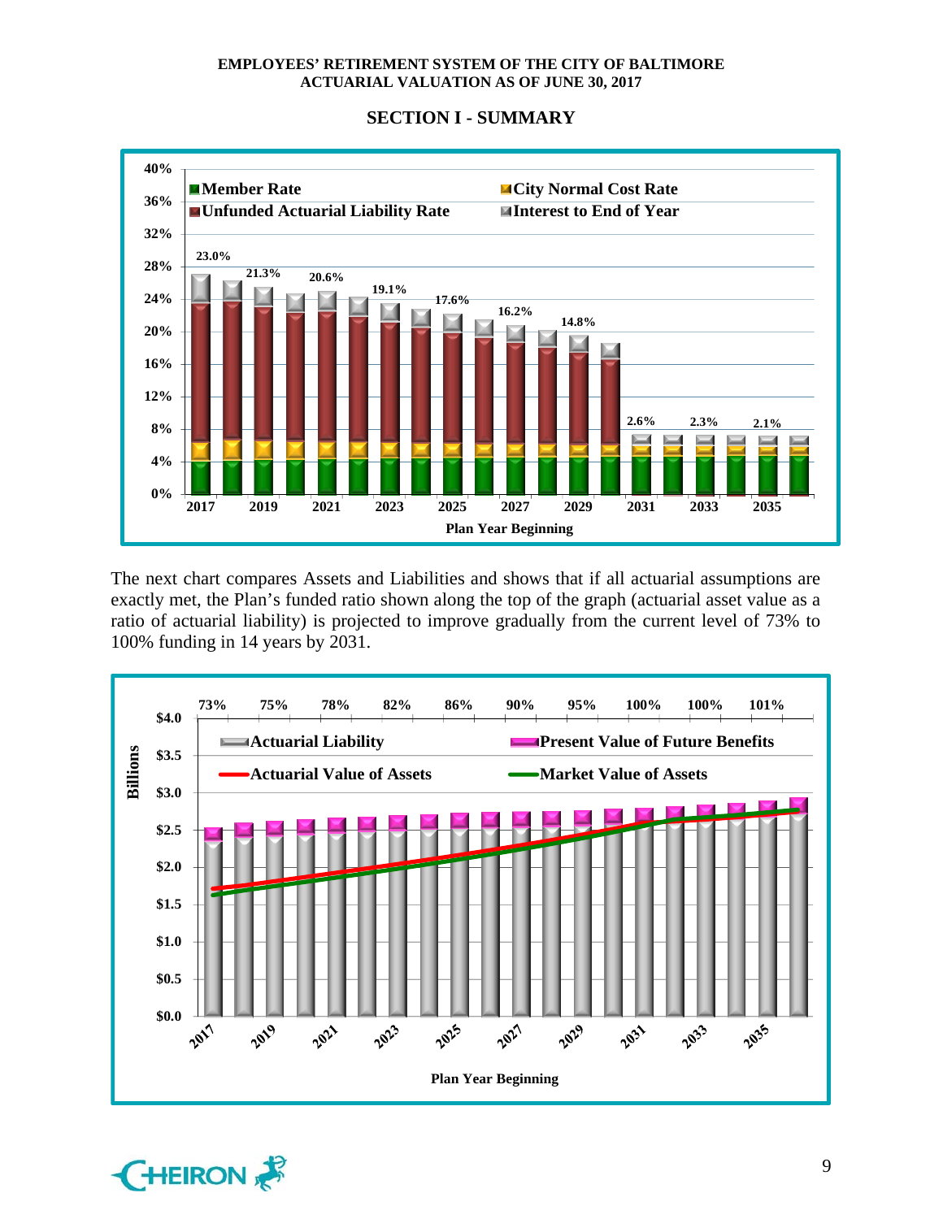## SECTION I - SUMMARY

40%
36%
32%
28%
24%
20%
16%
12%
8%
4%
0%

Member Rate
City Normal Cost Rate
Unfunded Actuarial Liability Rate
Interest to End of Year

23.0% 21.3% 20.6% 19.1% 17.6% 16.2% 14.8% 2.6% 2.3% 2.1%

2017 2019 2021 2023 2025 2027 2029 2031 2033 2035

Plan Year Beginning

The next chart compares Assets and Liabilities and shows that if all actuarial assumptions are exactly met, the Plan's funded ratio shown along the top of the graph (actuarial asset value as a ratio of actuarial liability) is projected to improve gradually from the current level of 73% to 100% funding in 14 years by 2031.

73% 75% 78% 82% 86% 90% 95% 100% 100% 101%

Billions

$4.0
$3.5
$3.0
$2.5
$2.0
$1.5
$1.0
$0.5
$0.0

Actuarial Liability
Present Value of Future Benefits
Actuarial Value of Assets
Market Value of Assets

2017 2019 2021 2023 2025 2027 2029 2031 2033 2035

Plan Year Beginning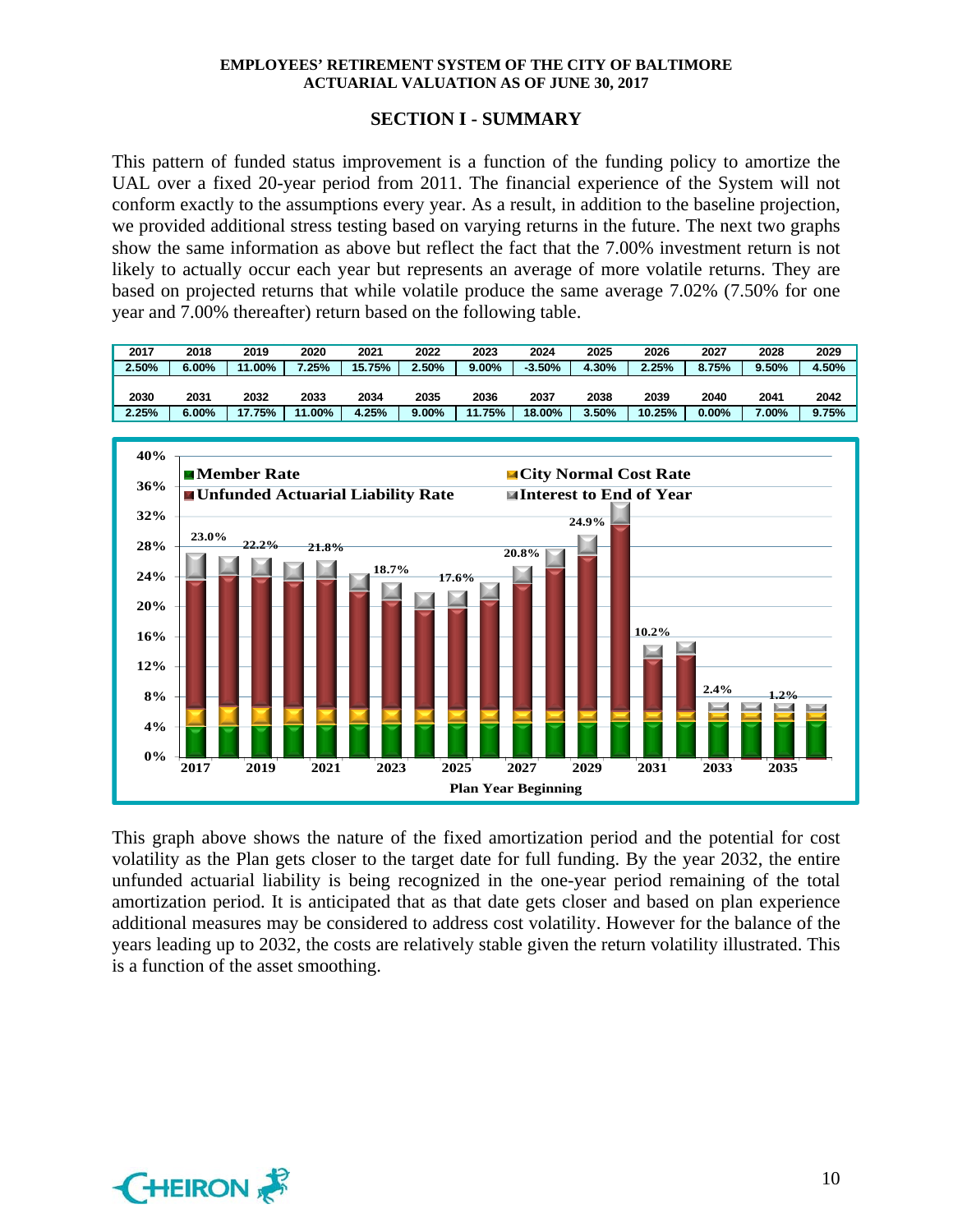## SECTION I - SUMMARY

This pattern of funded status improvement is a function of the funding policy to amortize the UAL over a fixed 20-year period from 2011. The financial experience of the System will not conform exactly to the assumptions every year. As a result, in addition to the baseline projection, we provided additional stress testing based on varying returns in the future. The next two graphs show the same information as above but reflect the fact that the 7.00% investment return is not likely to actually occur each year but represents an average of more volatile returns. They are based on projected returns that while volatile produce the same average 7.02% (7.50% for one year and 7.00% thereafter) return based on the following table.

| 2017 | 2018 | 2019 | 2020 | 2021 | 2022 | 2023 | 2024 | 2025 | 2026 | 2027 | 2028 | 2029 |
|---|---|---|---|---|---|---|---|---|---|---|---|---|
| 2.50% | 6.00% | 11.00% | 7.25% | 15.75% | 2.50% | 9.00% | -3.50% | 4.30% | 2.25% | 8.75% | 9.50% | 4.50% |

| 2030 | 2031 | 2032 | 2033 | 2034 | 2035 | 2036 | 2037 | 2038 | 2039 | 2040 | 2041 | 2042 |
|---|---|---|---|---|---|---|---|---|---|---|---|---|
| 2.25% | 6.00% | 17.75% | 11.00% | 4.25% | 9.00% | 11.75% | 18.00% | 3.50% | 10.25% | 0.00% | 7.00% | 9.75% |

This graph above shows the nature of the fixed amortization period and the potential for cost volatility as the Plan gets closer to the target date for full funding. By the year 2032, the entire unfunded actuarial liability is being recognized in the one-year period remaining of the total amortization period. It is anticipated that as that date gets closer and based on plan experience additional measures may be considered to address cost volatility. However for the balance of the years leading up to 2032, the costs are relatively stable given the return volatility illustrated. This is a function of the asset smoothing.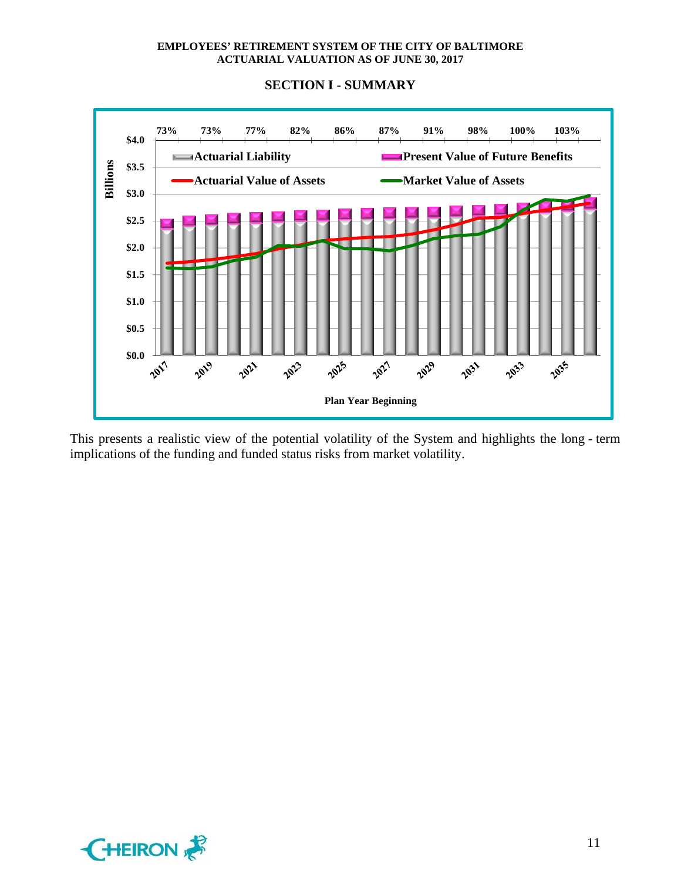## SECTION I - SUMMARY

This presents a realistic view of the potential volatility of the System and highlights the long - term implications of the funding and funded status risks from market volatility.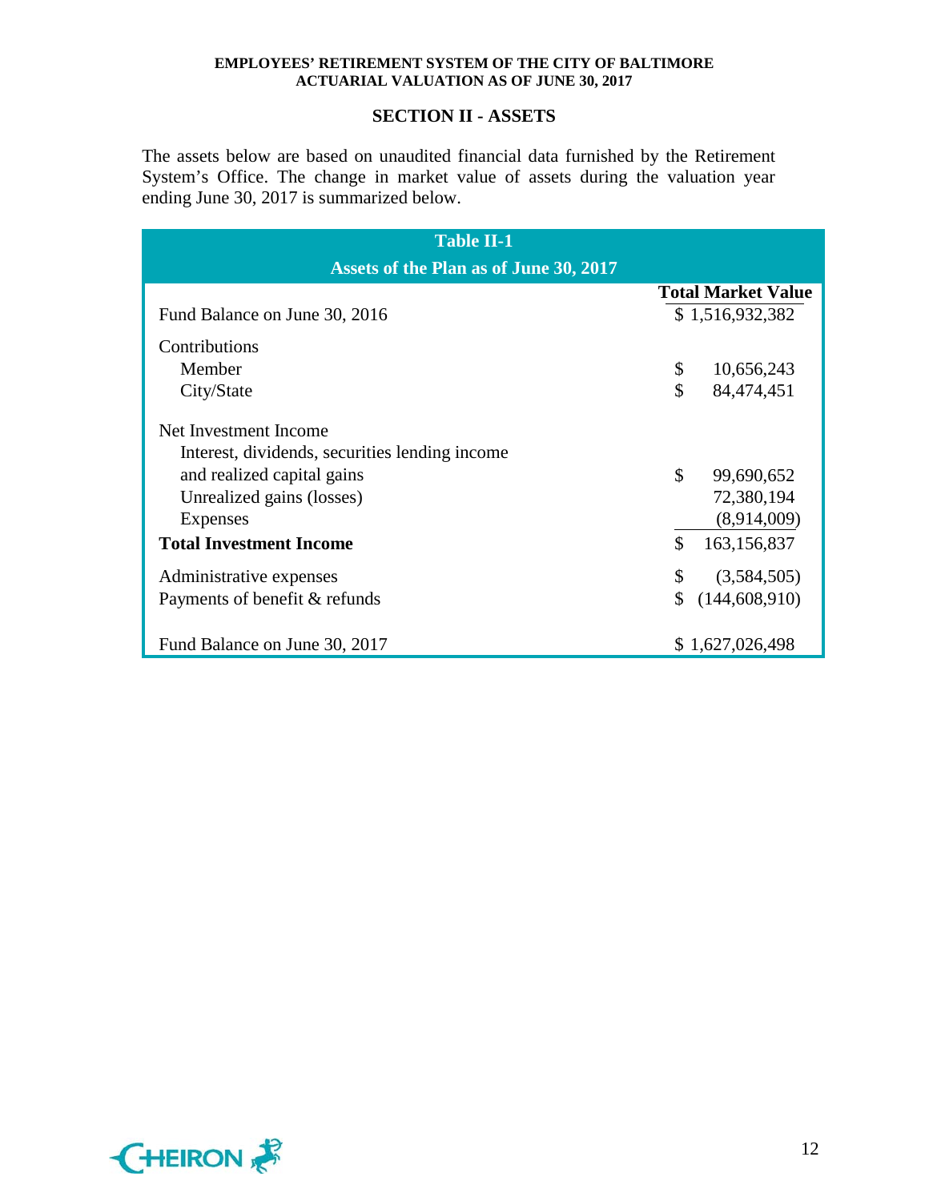## SECTION II - ASSETS

The assets below are based on unaudited financial data furnished by the Retirement System's Office. The change in market value of assets during the valuation year ending June 30, 2017 is summarized below.

| Table II-1<br>Assets of the Plan as of June 30, 2017 | |
|---|---|
| | **Total Market Value** |
| Fund Balance on June 30, 2016 | $ 1,516,932,382 |
| Contributions | |
| Member | $ 10,656,243 |
| City/State | $ 84,474,451 |
| Net Investment Income | |
| Interest, dividends, securities lending income and realized capital gains | $ 99,690,652 |
| Unrealized gains (losses) | 72,380,194 |
| Expenses | (8,914,009) |
| **Total Investment Income** | $ 163,156,837 |
| Administrative expenses | $ (3,584,505) |
| Payments of benefit & refunds | $ (144,608,910) |
| Fund Balance on June 30, 2017 | $ 1,627,026,498 |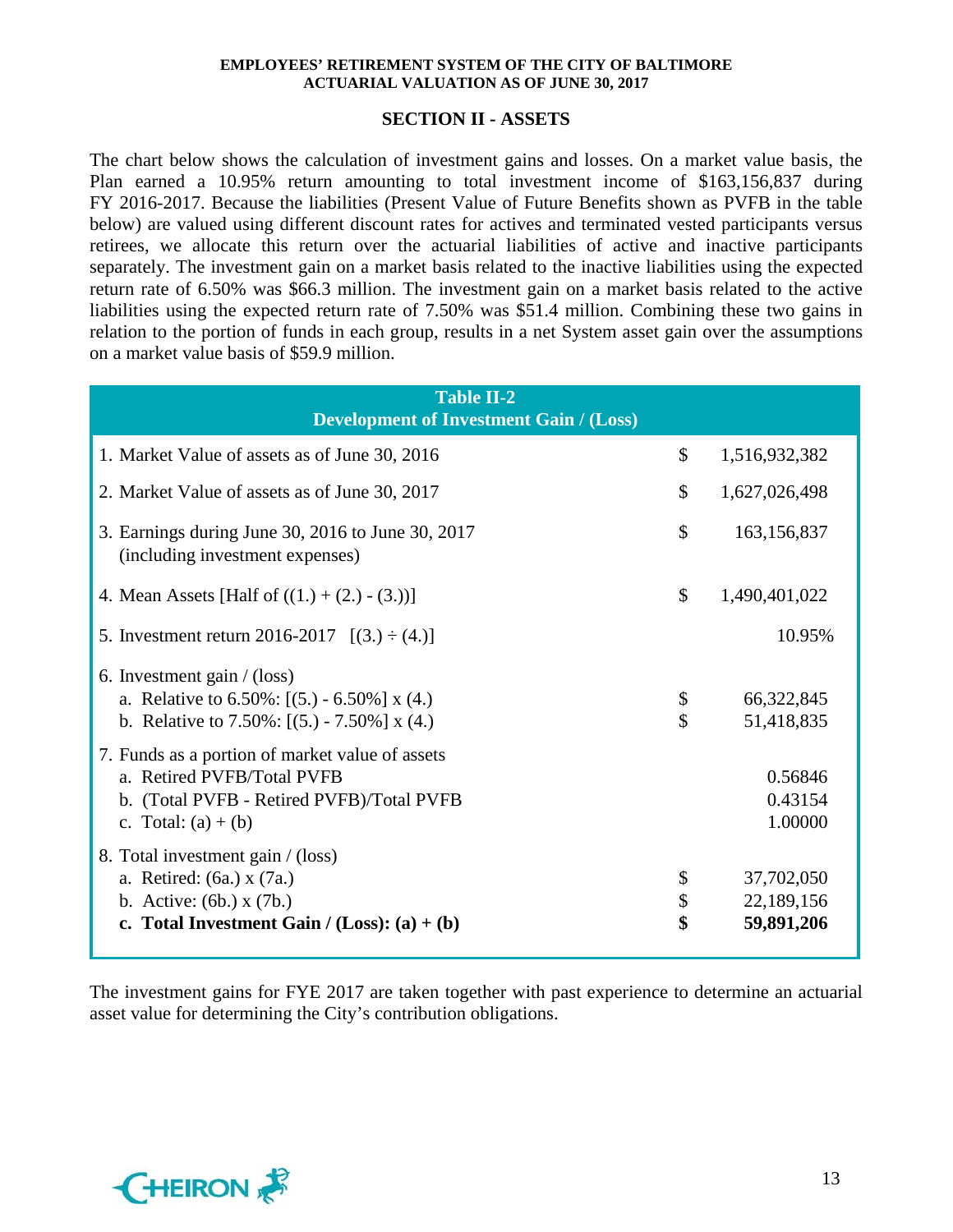## SECTION II - ASSETS

The chart below shows the calculation of investment gains and losses. On a market value basis, the Plan earned a 10.95% return amounting to total investment income of $163,156,837 during FY 2016-2017. Because the liabilities (Present Value of Future Benefits shown as PVFB in the table below) are valued using different discount rates for actives and terminated vested participants versus retirees, we allocate this return over the actuarial liabilities of active and inactive participants separately. The investment gain on a market basis related to the inactive liabilities using the expected return rate of 6.50% was $66.3 million. The investment gain on a market basis related to the active liabilities using the expected return rate of 7.50% was $51.4 million. Combining these two gains in relation to the portion of funds in each group, results in a net System asset gain over the assumptions on a market value basis of $59.9 million.

| Table II-2<br>Development of Investment Gain / (Loss) | | |
|---|---|---|
| 1. Market Value of assets as of June 30, 2016 | $ | 1,516,932,382 |
| 2. Market Value of assets as of June 30, 2017 | $ | 1,627,026,498 |
| 3. Earnings during June 30, 2016 to June 30, 2017 (including investment expenses) | $ | 163,156,837 |
| 4. Mean Assets [Half of ((1.) + (2.) - (3.))] | $ | 1,490,401,022 |
| 5. Investment return 2016-2017 [(3.) ÷ (4.)] | | 10.95% |
| 6. Investment gain / (loss) | | |
| a. Relative to 6.50%: [(5.) - 6.50%] x (4.) | $ | 66,322,845 |
| b. Relative to 7.50%: [(5.) - 7.50%] x (4.) | $ | 51,418,835 |
| 7. Funds as a portion of market value of assets | | |
| a. Retired PVFB/Total PVFB | | 0.56846 |
| b. (Total PVFB - Retired PVFB)/Total PVFB | | 0.43154 |
| c. Total: (a) + (b) | | 1.00000 |
| 8. Total investment gain / (loss) | | |
| a. Retired: (6a.) x (7a.) | $ | 37,702,050 |
| b. Active: (6b.) x (7b.) | $ | 22,189,156 |
| **c. Total Investment Gain / (Loss): (a) + (b)** | **$** | **59,891,206** |

The investment gains for FYE 2017 are taken together with past experience to determine an actuarial asset value for determining the City's contribution obligations.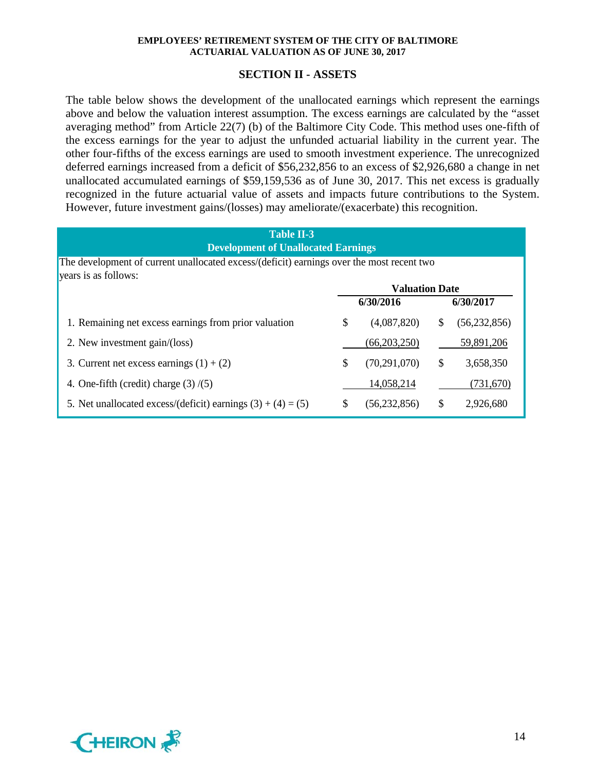## SECTION II - ASSETS

The table below shows the development of the unallocated earnings which represent the earnings above and below the valuation interest assumption. The excess earnings are calculated by the "asset averaging method" from Article 22(7) (b) of the Baltimore City Code. This method uses one-fifth of the excess earnings for the year to adjust the unfunded actuarial liability in the current year. The other four-fifths of the excess earnings are used to smooth investment experience. The unrecognized deferred earnings increased from a deficit of $56,232,856 to an excess of $2,926,680 a change in net unallocated accumulated earnings of $59,159,536 as of June 30, 2017. This net excess is gradually recognized in the future actuarial value of assets and impacts future contributions to the System. However, future investment gains/(losses) may ameliorate/(exacerbate) this recognition.

**Table II-3**
**Development of Unallocated Earnings**

The development of current unallocated excess/(deficit) earnings over the most recent two years is as follows:

| | Valuation Date | |
|---|---|---|
| | **6/30/2016** | **6/30/2017** |
| 1. Remaining net excess earnings from prior valuation | $ (4,087,820) | $ (56,232,856) |
| 2. New investment gain/(loss) | (66,203,250) | 59,891,206 |
| 3. Current net excess earnings (1) + (2) | $ (70,291,070) | $ 3,658,350 |
| 4. One-fifth (credit) charge (3) /(5) | 14,058,214 | (731,670) |
| 5. Net unallocated excess/(deficit) earnings (3) + (4) = (5) | $ (56,232,856) | $ 2,926,680 |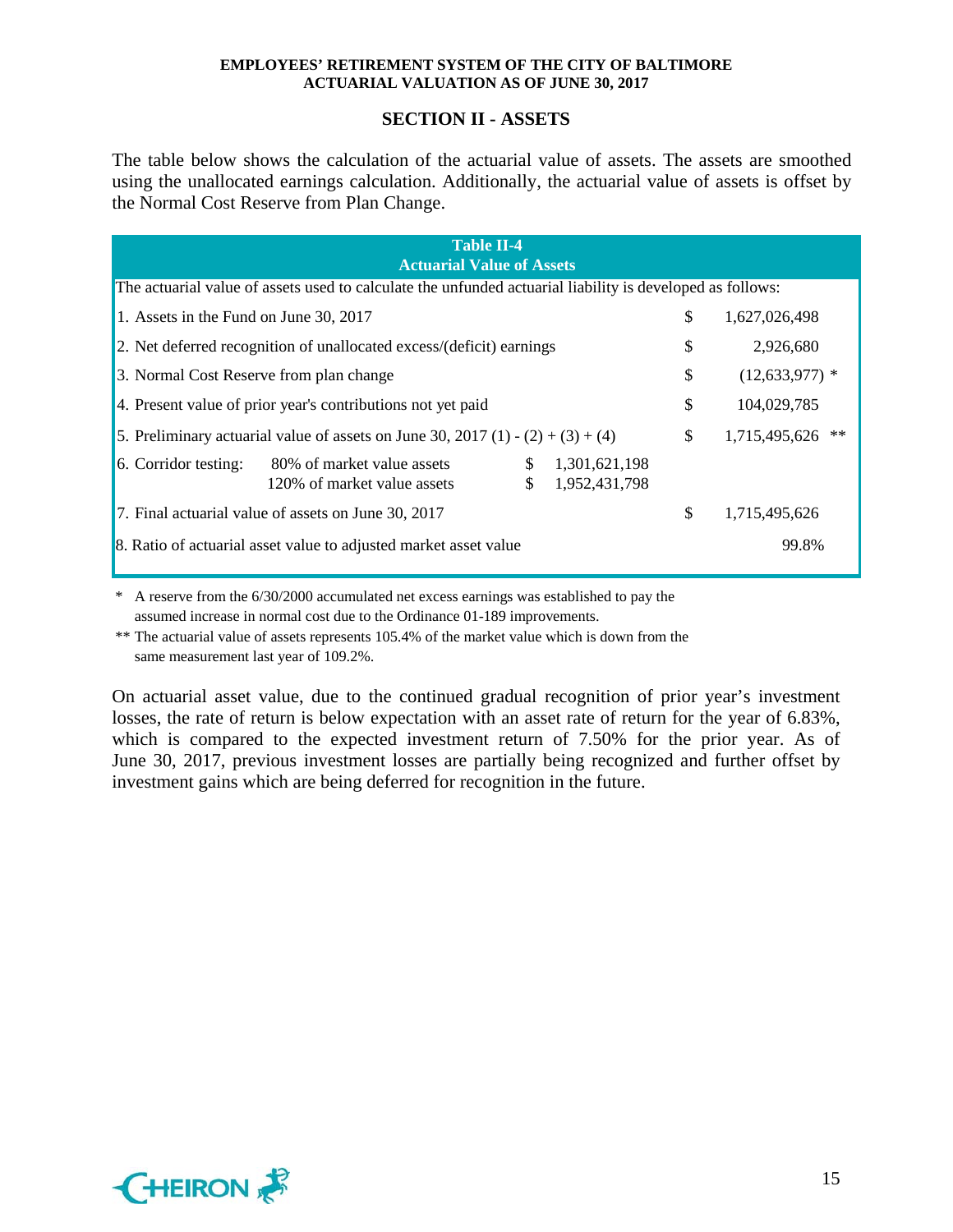## SECTION II - ASSETS

The table below shows the calculation of the actuarial value of assets. The assets are smoothed using the unallocated earnings calculation. Additionally, the actuarial value of assets is offset by the Normal Cost Reserve from Plan Change.

**Table II-4**
**Actuarial Value of Assets**

The actuarial value of assets used to calculate the unfunded actuarial liability is developed as follows:

| | | | | |
|---|---|---|---|---|
| 1. Assets in the Fund on June 30, 2017 | | | $ | 1,627,026,498 |
| 2. Net deferred recognition of unallocated excess/(deficit) earnings | | | $ | 2,926,680 |
| 3. Normal Cost Reserve from plan change | | | $ | (12,633,977) * |
| 4. Present value of prior year's contributions not yet paid | | | $ | 104,029,785 |
| 5. Preliminary actuarial value of assets on June 30, 2017 (1) - (2) + (3) + (4) | | | $ | 1,715,495,626 ** |
| 6. Corridor testing: 80% of market value assets | $ | 1,301,621,198 | | |
| 120% of market value assets | $ | 1,952,431,798 | | |
| 7. Final actuarial value of assets on June 30, 2017 | | | $ | 1,715,495,626 |
| 8. Ratio of actuarial asset value to adjusted market asset value | | | | 99.8% |

\* A reserve from the 6/30/2000 accumulated net excess earnings was established to pay the assumed increase in normal cost due to the Ordinance 01-189 improvements.

\*\* The actuarial value of assets represents 105.4% of the market value which is down from the same measurement last year of 109.2%.

On actuarial asset value, due to the continued gradual recognition of prior year's investment losses, the rate of return is below expectation with an asset rate of return for the year of 6.83%, which is compared to the expected investment return of 7.50% for the prior year. As of June 30, 2017, previous investment losses are partially being recognized and further offset by investment gains which are being deferred for recognition in the future.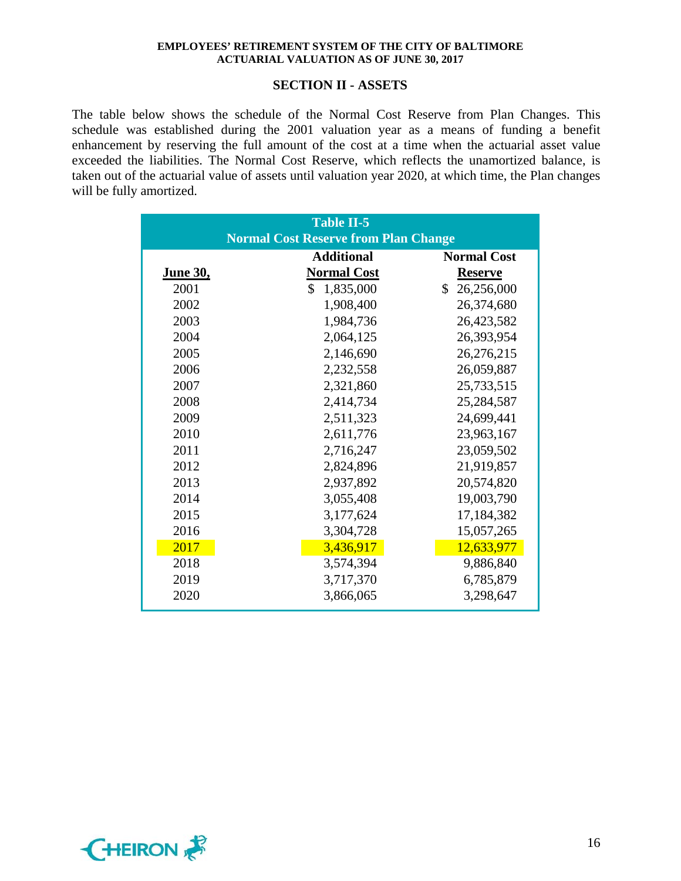## SECTION II - ASSETS

The table below shows the schedule of the Normal Cost Reserve from Plan Changes. This schedule was established during the 2001 valuation year as a means of funding a benefit enhancement by reserving the full amount of the cost at a time when the actuarial asset value exceeded the liabilities. The Normal Cost Reserve, which reflects the unamortized balance, is taken out of the actuarial value of assets until valuation year 2020, at which time, the Plan changes will be fully amortized.

**Table II-5**
**Normal Cost Reserve from Plan Change**

| June 30, | Additional Normal Cost | Normal Cost Reserve |
|---|---|---|
| 2001 | $ 1,835,000 | $ 26,256,000 |
| 2002 | 1,908,400 | 26,374,680 |
| 2003 | 1,984,736 | 26,423,582 |
| 2004 | 2,064,125 | 26,393,954 |
| 2005 | 2,146,690 | 26,276,215 |
| 2006 | 2,232,558 | 26,059,887 |
| 2007 | 2,321,860 | 25,733,515 |
| 2008 | 2,414,734 | 25,284,587 |
| 2009 | 2,511,323 | 24,699,441 |
| 2010 | 2,611,776 | 23,963,167 |
| 2011 | 2,716,247 | 23,059,502 |
| 2012 | 2,824,896 | 21,919,857 |
| 2013 | 2,937,892 | 20,574,820 |
| 2014 | 3,055,408 | 19,003,790 |
| 2015 | 3,177,624 | 17,184,382 |
| 2016 | 3,304,728 | 15,057,265 |
| 2017 | 3,436,917 | 12,633,977 |
| 2018 | 3,574,394 | 9,886,840 |
| 2019 | 3,717,370 | 6,785,879 |
| 2020 | 3,866,065 | 3,298,647 |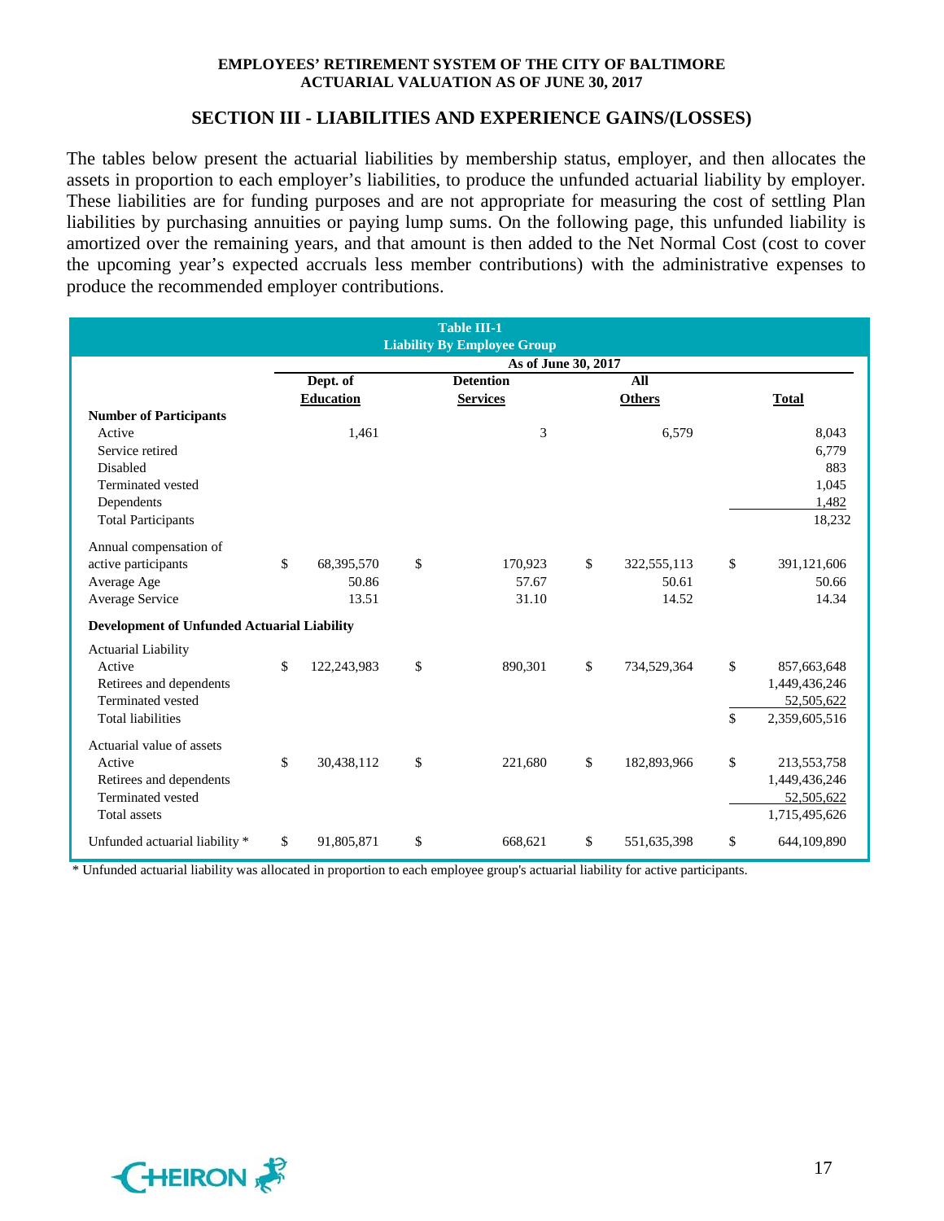## SECTION III - LIABILITIES AND EXPERIENCE GAINS/(LOSSES)

The tables below present the actuarial liabilities by membership status, employer, and then allocates the assets in proportion to each employer's liabilities, to produce the unfunded actuarial liability by employer. These liabilities are for funding purposes and are not appropriate for measuring the cost of settling Plan liabilities by purchasing annuities or paying lump sums. On the following page, this unfunded liability is amortized over the remaining years, and that amount is then added to the Net Normal Cost (cost to cover the upcoming year's expected accruals less member contributions) with the administrative expenses to produce the recommended employer contributions.

**Table III-1**
**Liability By Employee Group**

| | As of June 30, 2017 | | | |
|---|---|---|---|---|
| | Dept. of Education | Detention Services | All Others | Total |
| **Number of Participants** | | | | |
| Active | 1,461 | 3 | 6,579 | 8,043 |
| Service retired | | | | 6,779 |
| Disabled | | | | 883 |
| Terminated vested | | | | 1,045 |
| Dependents | | | | 1,482 |
| Total Participants | | | | 18,232 |
| Annual compensation of active participants | $ 68,395,570 | $ 170,923 | $ 322,555,113 | $ 391,121,606 |
| Average Age | 50.86 | 57.67 | 50.61 | 50.66 |
| Average Service | 13.51 | 31.10 | 14.52 | 14.34 |
| **Development of Unfunded Actuarial Liability** | | | | |
| Actuarial Liability | | | | |
| Active | $ 122,243,983 | $ 890,301 | $ 734,529,364 | $ 857,663,648 |
| Retirees and dependents | | | | 1,449,436,246 |
| Terminated vested | | | | 52,505,622 |
| Total liabilities | | | | $ 2,359,605,516 |
| Actuarial value of assets | | | | |
| Active | $ 30,438,112 | $ 221,680 | $ 182,893,966 | $ 213,553,758 |
| Retirees and dependents | | | | 1,449,436,246 |
| Terminated vested | | | | 52,505,622 |
| Total assets | | | | 1,715,495,626 |
| Unfunded actuarial liability * | $ 91,805,871 | $ 668,621 | $ 551,635,398 | $ 644,109,890 |

* Unfunded actuarial liability was allocated in proportion to each employee group's actuarial liability for active participants.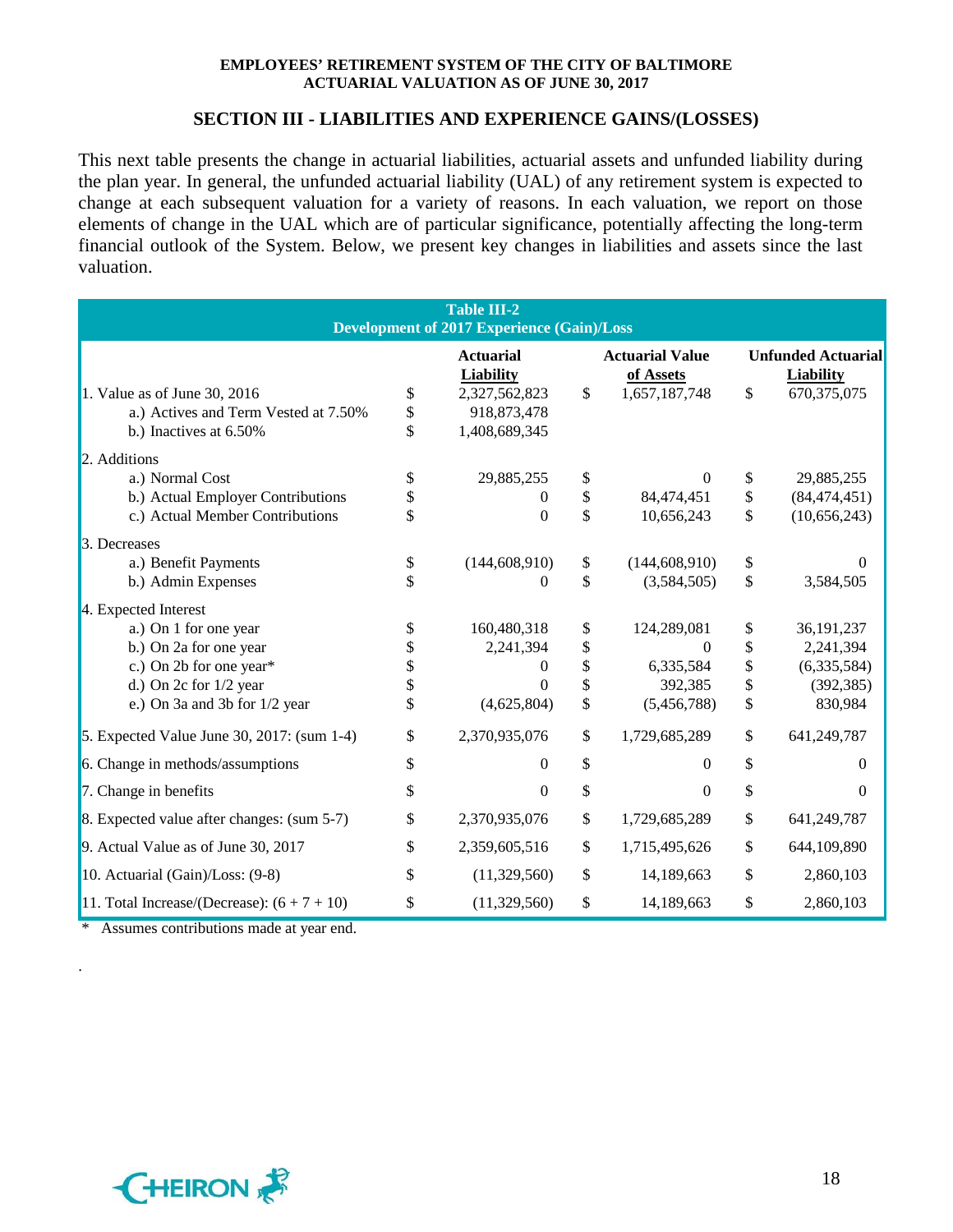## SECTION III - LIABILITIES AND EXPERIENCE GAINS/(LOSSES)

This next table presents the change in actuarial liabilities, actuarial assets and unfunded liability during the plan year. In general, the unfunded actuarial liability (UAL) of any retirement system is expected to change at each subsequent valuation for a variety of reasons. In each valuation, we report on those elements of change in the UAL which are of particular significance, potentially affecting the long-term financial outlook of the System. Below, we present key changes in liabilities and assets since the last valuation.

**Table III-2**
**Development of 2017 Experience (Gain)/Loss**

| | Actuarial Liability | Actuarial Value of Assets | Unfunded Actuarial Liability |
|---|---|---|---|
| 1. Value as of June 30, 2016 | $ 2,327,562,823 | $ 1,657,187,748 | $ 670,375,075 |
| a.) Actives and Term Vested at 7.50% | $ 918,873,478 | | |
| b.) Inactives at 6.50% | $ 1,408,689,345 | | |
| 2. Additions | | | |
| a.) Normal Cost | $ 29,885,255 | $ 0 | $ 29,885,255 |
| b.) Actual Employer Contributions | $ 0 | $ 84,474,451 | $ (84,474,451) |
| c.) Actual Member Contributions | $ 0 | $ 10,656,243 | $ (10,656,243) |
| 3. Decreases | | | |
| a.) Benefit Payments | $ (144,608,910) | $ (144,608,910) | $ 0 |
| b.) Admin Expenses | $ 0 | $ (3,584,505) | $ 3,584,505 |
| 4. Expected Interest | | | |
| a.) On 1 for one year | $ 160,480,318 | $ 124,289,081 | $ 36,191,237 |
| b.) On 2a for one year | $ 2,241,394 | $ 0 | $ 2,241,394 |
| c.) On 2b for one year* | $ 0 | $ 6,335,584 | $ (6,335,584) |
| d.) On 2c for 1/2 year | $ 0 | $ 392,385 | $ (392,385) |
| e.) On 3a and 3b for 1/2 year | $ (4,625,804) | $ (5,456,788) | $ 830,984 |
| 5. Expected Value June 30, 2017: (sum 1-4) | $ 2,370,935,076 | $ 1,729,685,289 | $ 641,249,787 |
| 6. Change in methods/assumptions | $ 0 | $ 0 | $ 0 |
| 7. Change in benefits | $ 0 | $ 0 | $ 0 |
| 8. Expected value after changes: (sum 5-7) | $ 2,370,935,076 | $ 1,729,685,289 | $ 641,249,787 |
| 9. Actual Value as of June 30, 2017 | $ 2,359,605,516 | $ 1,715,495,626 | $ 644,109,890 |
| 10. Actuarial (Gain)/Loss: (9-8) | $ (11,329,560) | $ 14,189,663 | $ 2,860,103 |
| 11. Total Increase/(Decrease): (6 + 7 + 10) | $ (11,329,560) | $ 14,189,663 | $ 2,860,103 |

\* Assumes contributions made at year end.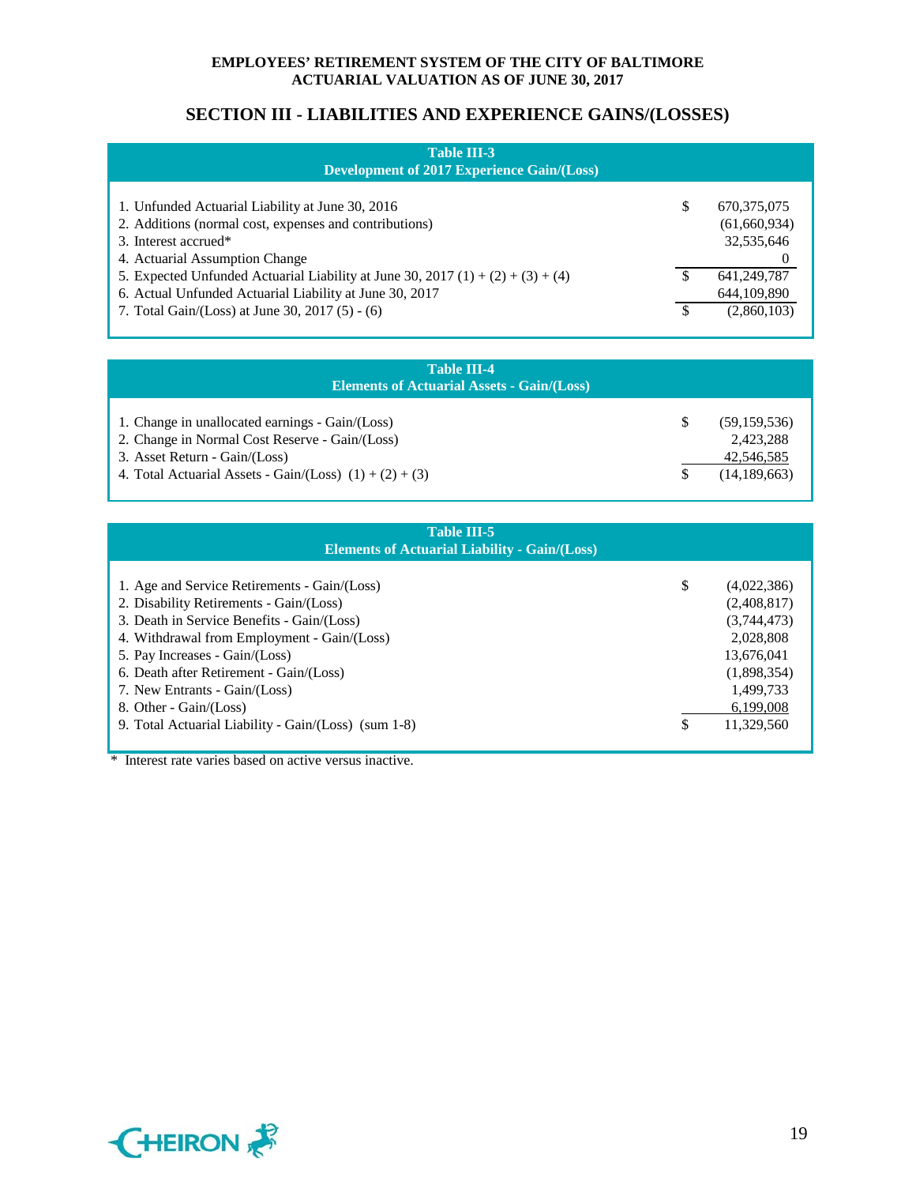## SECTION III - LIABILITIES AND EXPERIENCE GAINS/(LOSSES)

| Table III-3<br>Development of 2017 Experience Gain/(Loss) | |
|---|---|
| 1. Unfunded Actuarial Liability at June 30, 2016 | $ 670,375,075 |
| 2. Additions (normal cost, expenses and contributions) | (61,660,934) |
| 3. Interest accrued* | 32,535,646 |
| 4. Actuarial Assumption Change | 0 |
| 5. Expected Unfunded Actuarial Liability at June 30, 2017 (1) + (2) + (3) + (4) | $ 641,249,787 |
| 6. Actual Unfunded Actuarial Liability at June 30, 2017 | 644,109,890 |
| 7. Total Gain/(Loss) at June 30, 2017 (5) - (6) | $ (2,860,103) |

| Table III-4<br>Elements of Actuarial Assets - Gain/(Loss) | |
|---|---|
| 1. Change in unallocated earnings - Gain/(Loss) | $ (59,159,536) |
| 2. Change in Normal Cost Reserve - Gain/(Loss) | 2,423,288 |
| 3. Asset Return - Gain/(Loss) | 42,546,585 |
| 4. Total Actuarial Assets - Gain/(Loss) (1) + (2) + (3) | $ (14,189,663) |

| Table III-5<br>Elements of Actuarial Liability - Gain/(Loss) | |
|---|---|
| 1. Age and Service Retirements - Gain/(Loss) | $ (4,022,386) |
| 2. Disability Retirements - Gain/(Loss) | (2,408,817) |
| 3. Death in Service Benefits - Gain/(Loss) | (3,744,473) |
| 4. Withdrawal from Employment - Gain/(Loss) | 2,028,808 |
| 5. Pay Increases - Gain/(Loss) | 13,676,041 |
| 6. Death after Retirement - Gain/(Loss) | (1,898,354) |
| 7. New Entrants - Gain/(Loss) | 1,499,733 |
| 8. Other - Gain/(Loss) | 6,199,008 |
| 9. Total Actuarial Liability - Gain/(Loss) (sum 1-8) | $ 11,329,560 |

* Interest rate varies based on active versus inactive.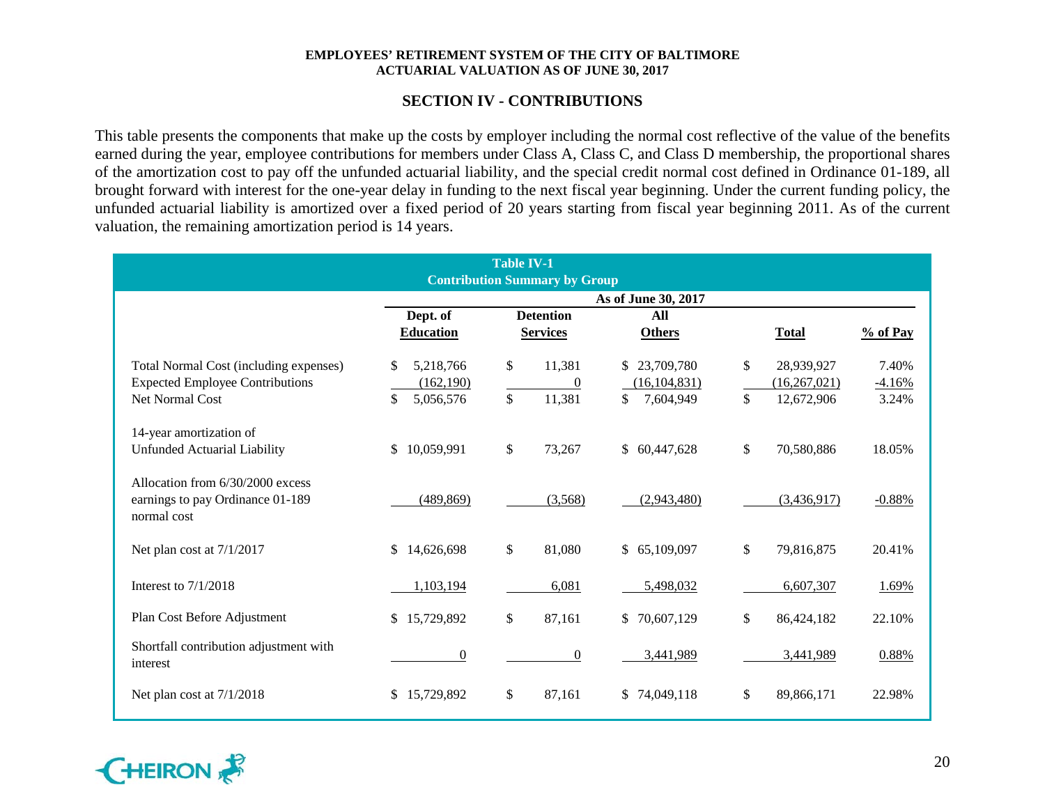## SECTION IV - CONTRIBUTIONS

This table presents the components that make up the costs by employer including the normal cost reflective of the value of the benefits earned during the year, employee contributions for members under Class A, Class C, and Class D membership, the proportional shares of the amortization cost to pay off the unfunded actuarial liability, and the special credit normal cost defined in Ordinance 01-189, all brought forward with interest for the one-year delay in funding to the next fiscal year beginning. Under the current funding policy, the unfunded actuarial liability is amortized over a fixed period of 20 years starting from fiscal year beginning 2011. As of the current valuation, the remaining amortization period is 14 years.

**Table IV-1**
**Contribution Summary by Group**

| | As of June 30, 2017 | | | | |
|---|---|---|---|---|---|
| | **Dept. of Education** | **Detention Services** | **All Others** | **Total** | **% of Pay** |
| Total Normal Cost (including expenses) | $ 5,218,766 | $ 11,381 | $ 23,709,780 | $ 28,939,927 | 7.40% |
| Expected Employee Contributions | (162,190) | 0 | (16,104,831) | (16,267,021) | -4.16% |
| Net Normal Cost | $ 5,056,576 | $ 11,381 | $ 7,604,949 | $ 12,672,906 | 3.24% |
| 14-year amortization of Unfunded Actuarial Liability | $ 10,059,991 | $ 73,267 | $ 60,447,628 | $ 70,580,886 | 18.05% |
| Allocation from 6/30/2000 excess earnings to pay Ordinance 01-189 normal cost | (489,869) | (3,568) | (2,943,480) | (3,436,917) | -0.88% |
| Net plan cost at 7/1/2017 | $ 14,626,698 | $ 81,080 | $ 65,109,097 | $ 79,816,875 | 20.41% |
| Interest to 7/1/2018 | 1,103,194 | 6,081 | 5,498,032 | 6,607,307 | 1.69% |
| Plan Cost Before Adjustment | $ 15,729,892 | $ 87,161 | $ 70,607,129 | $ 86,424,182 | 22.10% |
| Shortfall contribution adjustment with interest | 0 | 0 | 3,441,989 | 3,441,989 | 0.88% |
| Net plan cost at 7/1/2018 | $ 15,729,892 | $ 87,161 | $ 74,049,118 | $ 89,866,171 | 22.98% |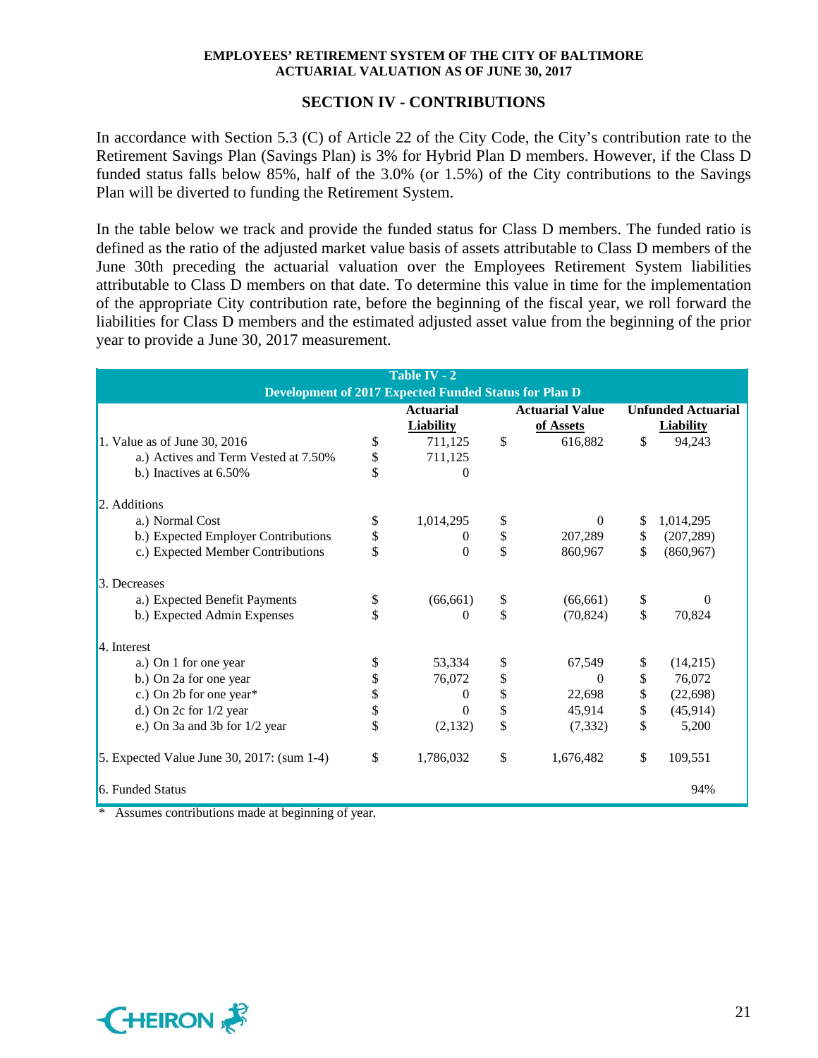## SECTION IV - CONTRIBUTIONS

In accordance with Section 5.3 (C) of Article 22 of the City Code, the City's contribution rate to the Retirement Savings Plan (Savings Plan) is 3% for Hybrid Plan D members. However, if the Class D funded status falls below 85%, half of the 3.0% (or 1.5%) of the City contributions to the Savings Plan will be diverted to funding the Retirement System.

In the table below we track and provide the funded status for Class D members. The funded ratio is defined as the ratio of the adjusted market value basis of assets attributable to Class D members of the June 30th preceding the actuarial valuation over the Employees Retirement System liabilities attributable to Class D members on that date. To determine this value in time for the implementation of the appropriate City contribution rate, before the beginning of the fiscal year, we roll forward the liabilities for Class D members and the estimated adjusted asset value from the beginning of the prior year to provide a June 30, 2017 measurement.

**Table IV - 2**
**Development of 2017 Expected Funded Status for Plan D**

| | Actuarial Liability | Actuarial Value of Assets | Unfunded Actuarial Liability |
|---|---|---|---|
| 1. Value as of June 30, 2016 | $ 711,125 | $ 616,882 | $ 94,243 |
| a.) Actives and Term Vested at 7.50% | $ 711,125 | | |
| b.) Inactives at 6.50% | $ 0 | | |
| 2. Additions | | | |
| a.) Normal Cost | $ 1,014,295 | $ 0 | $ 1,014,295 |
| b.) Expected Employer Contributions | $ 0 | $ 207,289 | $ (207,289) |
| c.) Expected Member Contributions | $ 0 | $ 860,967 | $ (860,967) |
| 3. Decreases | | | |
| a.) Expected Benefit Payments | $ (66,661) | $ (66,661) | $ 0 |
| b.) Expected Admin Expenses | $ 0 | $ (70,824) | $ 70,824 |
| 4. Interest | | | |
| a.) On 1 for one year | $ 53,334 | $ 67,549 | $ (14,215) |
| b.) On 2a for one year | $ 76,072 | $ 0 | $ 76,072 |
| c.) On 2b for one year* | $ 0 | $ 22,698 | $ (22,698) |
| d.) On 2c for 1/2 year | $ 0 | $ 45,914 | $ (45,914) |
| e.) On 3a and 3b for 1/2 year | $ (2,132) | $ (7,332) | $ 5,200 |
| 5. Expected Value June 30, 2017: (sum 1-4) | $ 1,786,032 | $ 1,676,482 | $ 109,551 |
| 6. Funded Status | | | 94% |

* Assumes contributions made at beginning of year.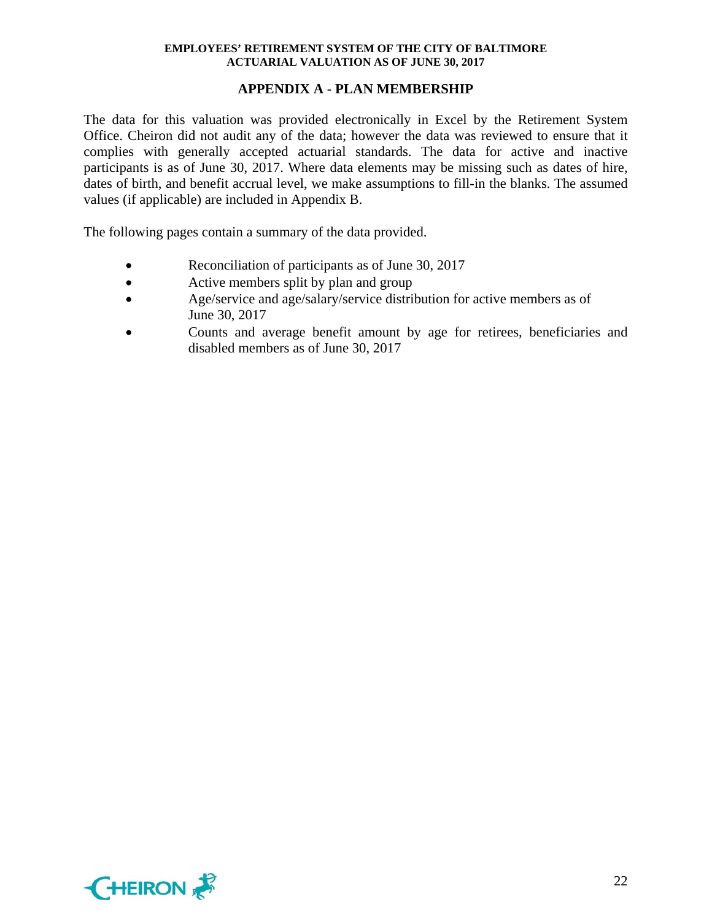## APPENDIX A - PLAN MEMBERSHIP

The data for this valuation was provided electronically in Excel by the Retirement System Office. Cheiron did not audit any of the data; however the data was reviewed to ensure that it complies with generally accepted actuarial standards. The data for active and inactive participants is as of June 30, 2017. Where data elements may be missing such as dates of hire, dates of birth, and benefit accrual level, we make assumptions to fill-in the blanks. The assumed values (if applicable) are included in Appendix B.

The following pages contain a summary of the data provided.

- Reconciliation of participants as of June 30, 2017
- Active members split by plan and group
- Age/service and age/salary/service distribution for active members as of June 30, 2017
- Counts and average benefit amount by age for retirees, beneficiaries and disabled members as of June 30, 2017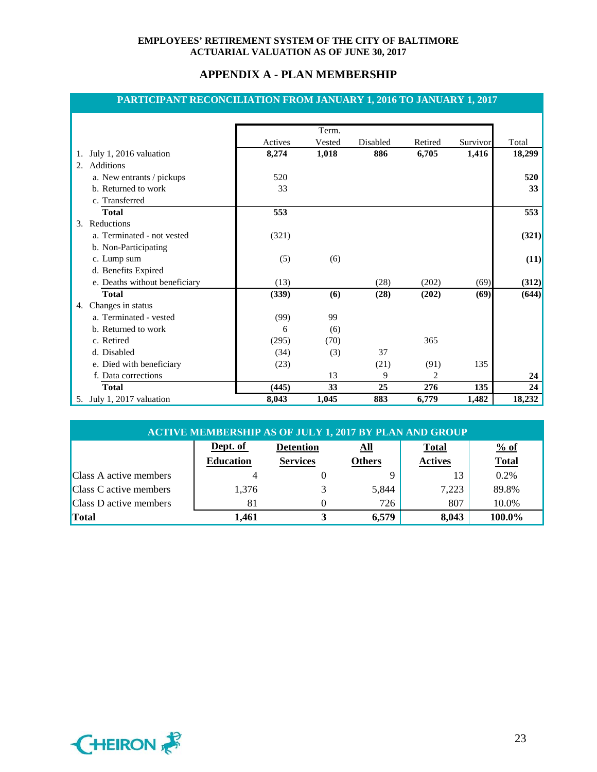EMPLOYEES' RETIREMENT SYSTEM OF THE CITY OF BALTIMORE
ACTUARIAL VALUATION AS OF JUNE 30, 2017

## APPENDIX A - PLAN MEMBERSHIP

### PARTICIPANT RECONCILIATION FROM JANUARY 1, 2016 TO JANUARY 1, 2017

| | Actives | Term. Vested | Disabled | Retired | Survivor | Total |
|---|---|---|---|---|---|---|
| 1. July 1, 2016 valuation | **8,274** | **1,018** | **886** | **6,705** | **1,416** | **18,299** |
| 2. Additions | | | | | | |
| a. New entrants / pickups | 520 | | | | | **520** |
| b. Returned to work | 33 | | | | | **33** |
| c. Transferred | | | | | | |
| **Total** | **553** | | | | | **553** |
| 3. Reductions | | | | | | |
| a. Terminated - not vested | (321) | | | | | **(321)** |
| b. Non-Participating | | | | | | |
| c. Lump sum | (5) | (6) | | | | **(11)** |
| d. Benefits Expired | | | | | | |
| e. Deaths without beneficiary | (13) | | (28) | (202) | (69) | **(312)** |
| **Total** | **(339)** | **(6)** | **(28)** | **(202)** | **(69)** | **(644)** |
| 4. Changes in status | | | | | | |
| a. Terminated - vested | (99) | 99 | | | | |
| b. Returned to work | 6 | (6) | | | | |
| c. Retired | (295) | (70) | | 365 | | |
| d. Disabled | (34) | (3) | 37 | | | |
| e. Died with beneficiary | (23) | | (21) | (91) | 135 | |
| f. Data corrections | | 13 | 9 | 2 | | **24** |
| **Total** | **(445)** | **33** | **25** | **276** | **135** | **24** |
| 5. July 1, 2017 valuation | **8,043** | **1,045** | **883** | **6,779** | **1,482** | **18,232** |

### ACTIVE MEMBERSHIP AS OF JULY 1, 2017 BY PLAN AND GROUP

| | Dept. of Education | Detention Services | All Others | Total Actives | % of Total |
|---|---|---|---|---|---|
| Class A active members | 4 | 0 | 9 | 13 | 0.2% |
| Class C active members | 1,376 | 3 | 5,844 | 7,223 | 89.8% |
| Class D active members | 81 | 0 | 726 | 807 | 10.0% |
| **Total** | **1,461** | **3** | **6,579** | **8,043** | **100.0%** |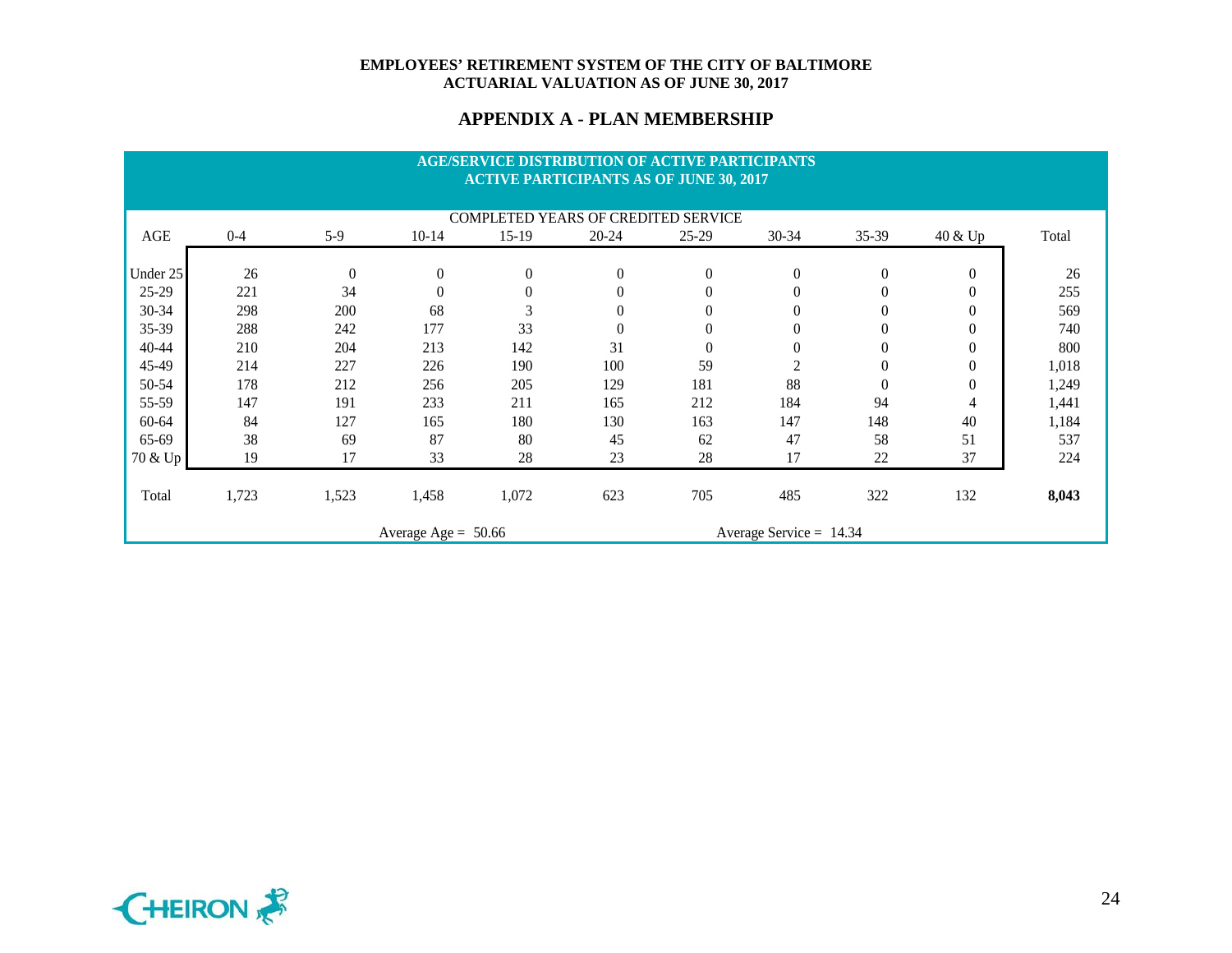EMPLOYEES' RETIREMENT SYSTEM OF THE CITY OF BALTIMORE
ACTUARIAL VALUATION AS OF JUNE 30, 2017

## APPENDIX A - PLAN MEMBERSHIP

### AGE/SERVICE DISTRIBUTION OF ACTIVE PARTICIPANTS
### ACTIVE PARTICIPANTS AS OF JUNE 30, 2017

| | COMPLETED YEARS OF CREDITED SERVICE | | | | | | | | | |
|---|---|---|---|---|---|---|---|---|---|---|
| AGE | 0-4 | 5-9 | 10-14 | 15-19 | 20-24 | 25-29 | 30-34 | 35-39 | 40 & Up | Total |
| Under 25 | 26 | 0 | 0 | 0 | 0 | 0 | 0 | 0 | 0 | 26 |
| 25-29 | 221 | 34 | 0 | 0 | 0 | 0 | 0 | 0 | 0 | 255 |
| 30-34 | 298 | 200 | 68 | 3 | 0 | 0 | 0 | 0 | 0 | 569 |
| 35-39 | 288 | 242 | 177 | 33 | 0 | 0 | 0 | 0 | 0 | 740 |
| 40-44 | 210 | 204 | 213 | 142 | 31 | 0 | 0 | 0 | 0 | 800 |
| 45-49 | 214 | 227 | 226 | 190 | 100 | 59 | 2 | 0 | 0 | 1,018 |
| 50-54 | 178 | 212 | 256 | 205 | 129 | 181 | 88 | 0 | 0 | 1,249 |
| 55-59 | 147 | 191 | 233 | 211 | 165 | 212 | 184 | 94 | 4 | 1,441 |
| 60-64 | 84 | 127 | 165 | 180 | 130 | 163 | 147 | 148 | 40 | 1,184 |
| 65-69 | 38 | 69 | 87 | 80 | 45 | 62 | 47 | 58 | 51 | 537 |
| 70 & Up | 19 | 17 | 33 | 28 | 23 | 28 | 17 | 22 | 37 | 224 |
| Total | 1,723 | 1,523 | 1,458 | 1,072 | 623 | 705 | 485 | 322 | 132 | **8,043** |

Average Age = 50.66 Average Service = 14.34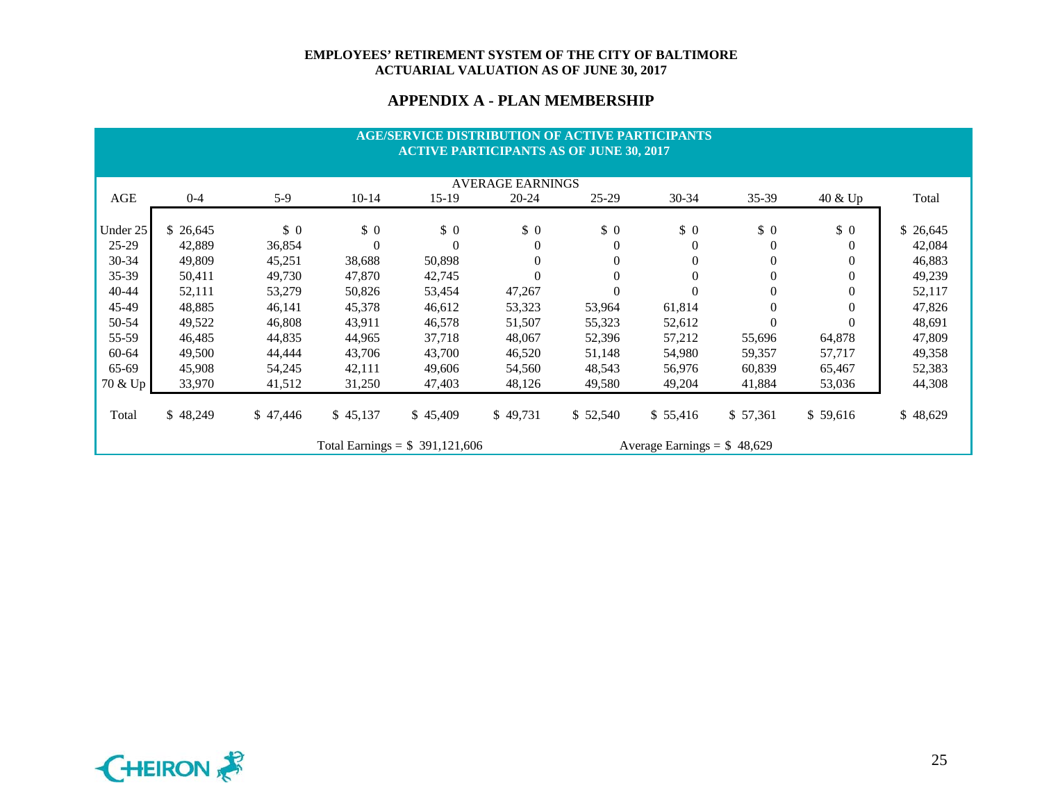**EMPLOYEES' RETIREMENT SYSTEM OF THE CITY OF BALTIMORE**
**ACTUARIAL VALUATION AS OF JUNE 30, 2017**

## APPENDIX A - PLAN MEMBERSHIP

### AGE/SERVICE DISTRIBUTION OF ACTIVE PARTICIPANTS
### ACTIVE PARTICIPANTS AS OF JUNE 30, 2017

| | AVERAGE EARNINGS | | | | | | | | | |
|---|---|---|---|---|---|---|---|---|---|---|
| AGE | 0-4 | 5-9 | 10-14 | 15-19 | 20-24 | 25-29 | 30-34 | 35-39 | 40 & Up | Total |
| Under 25 | $ 26,645 | $ 0 | $ 0 | $ 0 | $ 0 | $ 0 | $ 0 | $ 0 | $ 0 | $ 26,645 |
| 25-29 | 42,889 | 36,854 | 0 | 0 | 0 | 0 | 0 | 0 | 0 | 42,084 |
| 30-34 | 49,809 | 45,251 | 38,688 | 50,898 | 0 | 0 | 0 | 0 | 0 | 46,883 |
| 35-39 | 50,411 | 49,730 | 47,870 | 42,745 | 0 | 0 | 0 | 0 | 0 | 49,239 |
| 40-44 | 52,111 | 53,279 | 50,826 | 53,454 | 47,267 | 0 | 0 | 0 | 0 | 52,117 |
| 45-49 | 48,885 | 46,141 | 45,378 | 46,612 | 53,323 | 53,964 | 61,814 | 0 | 0 | 47,826 |
| 50-54 | 49,522 | 46,808 | 43,911 | 46,578 | 51,507 | 55,323 | 52,612 | 0 | 0 | 48,691 |
| 55-59 | 46,485 | 44,835 | 44,965 | 37,718 | 48,067 | 52,396 | 57,212 | 55,696 | 64,878 | 47,809 |
| 60-64 | 49,500 | 44,444 | 43,706 | 43,700 | 46,520 | 51,148 | 54,980 | 59,357 | 57,717 | 49,358 |
| 65-69 | 45,908 | 54,245 | 42,111 | 49,606 | 54,560 | 48,543 | 56,976 | 60,839 | 65,467 | 52,383 |
| 70 & Up | 33,970 | 41,512 | 31,250 | 47,403 | 48,126 | 49,580 | 49,204 | 41,884 | 53,036 | 44,308 |
| Total | $ 48,249 | $ 47,446 | $ 45,137 | $ 45,409 | $ 49,731 | $ 52,540 | $ 55,416 | $ 57,361 | $ 59,616 | $ 48,629 |

Total Earnings = $ 391,121,606 Average Earnings = $ 48,629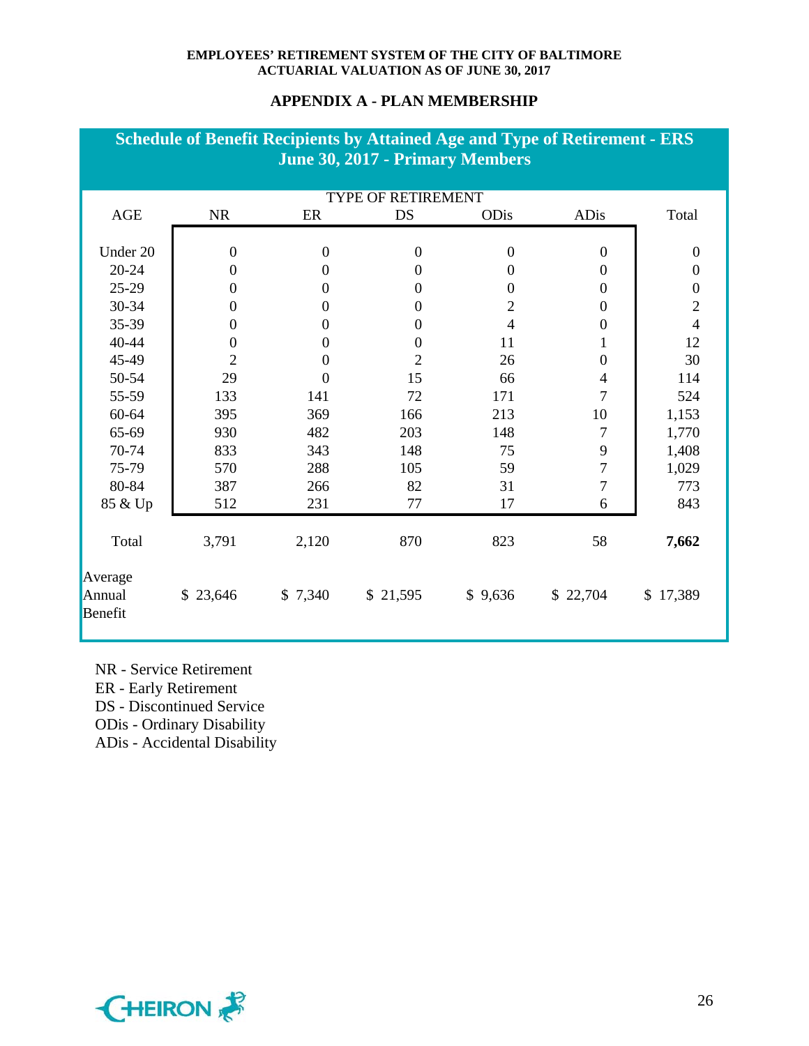## APPENDIX A - PLAN MEMBERSHIP

### Schedule of Benefit Recipients by Attained Age and Type of Retirement - ERS June 30, 2017 - Primary Members

| AGE | TYPE OF RETIREMENT | | | | | Total |
|---|---|---|---|---|---|---|
| | NR | ER | DS | ODis | ADis | |
| Under 20 | 0 | 0 | 0 | 0 | 0 | 0 |
| 20-24 | 0 | 0 | 0 | 0 | 0 | 0 |
| 25-29 | 0 | 0 | 0 | 0 | 0 | 0 |
| 30-34 | 0 | 0 | 0 | 2 | 0 | 2 |
| 35-39 | 0 | 0 | 0 | 4 | 0 | 4 |
| 40-44 | 0 | 0 | 0 | 11 | 1 | 12 |
| 45-49 | 2 | 0 | 2 | 26 | 0 | 30 |
| 50-54 | 29 | 0 | 15 | 66 | 4 | 114 |
| 55-59 | 133 | 141 | 72 | 171 | 7 | 524 |
| 60-64 | 395 | 369 | 166 | 213 | 10 | 1,153 |
| 65-69 | 930 | 482 | 203 | 148 | 7 | 1,770 |
| 70-74 | 833 | 343 | 148 | 75 | 9 | 1,408 |
| 75-79 | 570 | 288 | 105 | 59 | 7 | 1,029 |
| 80-84 | 387 | 266 | 82 | 31 | 7 | 773 |
| 85 & Up | 512 | 231 | 77 | 17 | 6 | 843 |
| Total | 3,791 | 2,120 | 870 | 823 | 58 | **7,662** |
| Average Annual Benefit | $ 23,646 | $ 7,340 | $ 21,595 | $ 9,636 | $ 22,704 | $ 17,389 |

NR - Service Retirement
ER - Early Retirement
DS - Discontinued Service
ODis - Ordinary Disability
ADis - Accidental Disability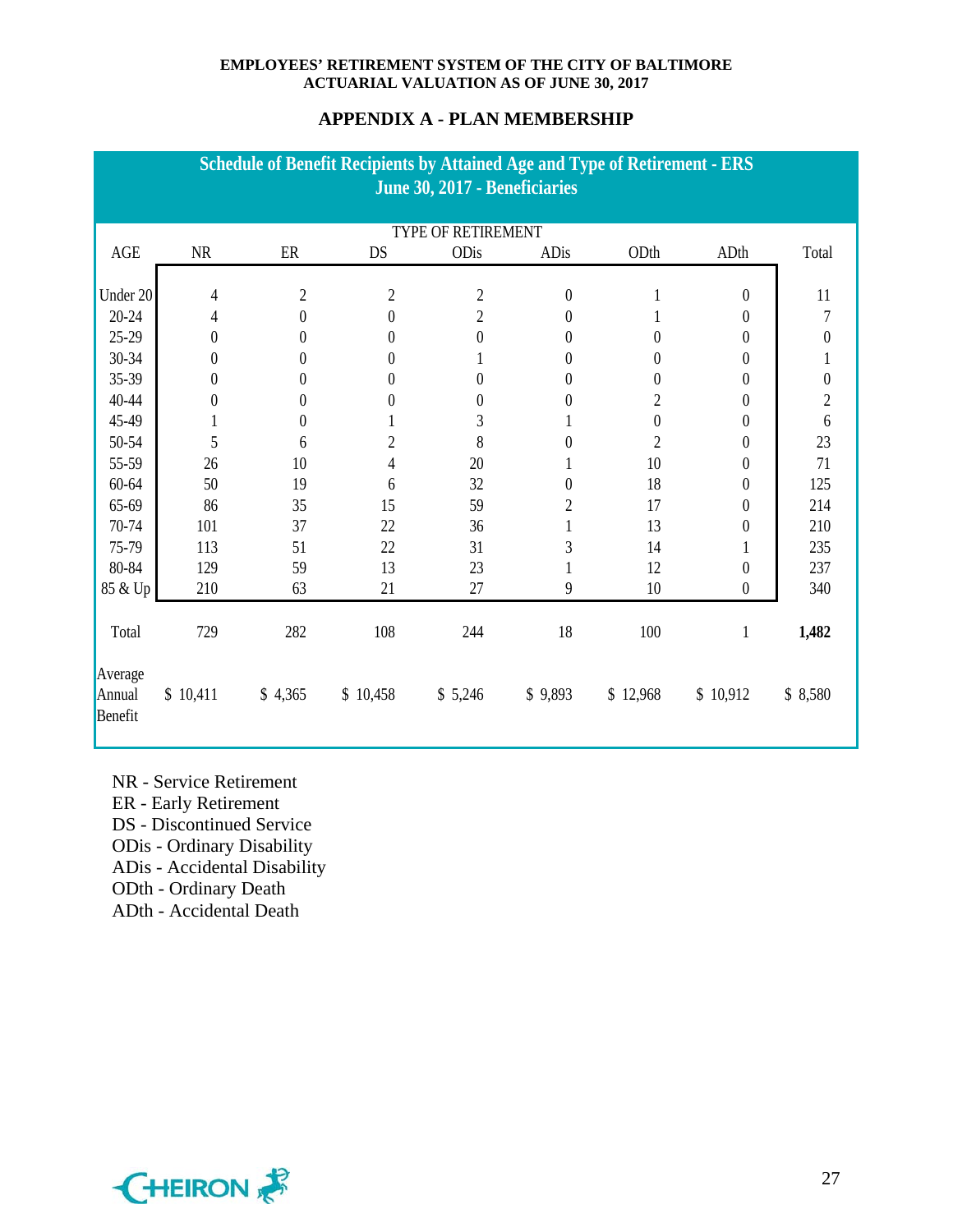## APPENDIX A - PLAN MEMBERSHIP

**Schedule of Benefit Recipients by Attained Age and Type of Retirement - ERS**
**June 30, 2017 - Beneficiaries**

| | TYPE OF RETIREMENT | | | | | | | |
|---|---|---|---|---|---|---|---|---|
| AGE | NR | ER | DS | ODis | ADis | ODth | ADth | Total |
| Under 20 | 4 | 2 | 2 | 2 | 0 | 1 | 0 | 11 |
| 20-24 | 4 | 0 | 0 | 2 | 0 | 1 | 0 | 7 |
| 25-29 | 0 | 0 | 0 | 0 | 0 | 0 | 0 | 0 |
| 30-34 | 0 | 0 | 0 | 1 | 0 | 0 | 0 | 1 |
| 35-39 | 0 | 0 | 0 | 0 | 0 | 0 | 0 | 0 |
| 40-44 | 0 | 0 | 0 | 0 | 0 | 2 | 0 | 2 |
| 45-49 | 1 | 0 | 1 | 3 | 1 | 0 | 0 | 6 |
| 50-54 | 5 | 6 | 2 | 8 | 0 | 2 | 0 | 23 |
| 55-59 | 26 | 10 | 4 | 20 | 1 | 10 | 0 | 71 |
| 60-64 | 50 | 19 | 6 | 32 | 0 | 18 | 0 | 125 |
| 65-69 | 86 | 35 | 15 | 59 | 2 | 17 | 0 | 214 |
| 70-74 | 101 | 37 | 22 | 36 | 1 | 13 | 0 | 210 |
| 75-79 | 113 | 51 | 22 | 31 | 3 | 14 | 1 | 235 |
| 80-84 | 129 | 59 | 13 | 23 | 1 | 12 | 0 | 237 |
| 85 & Up | 210 | 63 | 21 | 27 | 9 | 10 | 0 | 340 |
| Total | 729 | 282 | 108 | 244 | 18 | 100 | 1 | **1,482** |
| Average Annual Benefit | $ 10,411 | $ 4,365 | $ 10,458 | $ 5,246 | $ 9,893 | $ 12,968 | $ 10,912 | $ 8,580 |

NR - Service Retirement
ER - Early Retirement
DS - Discontinued Service
ODis - Ordinary Disability
ADis - Accidental Disability
ODth - Ordinary Death
ADth - Accidental Death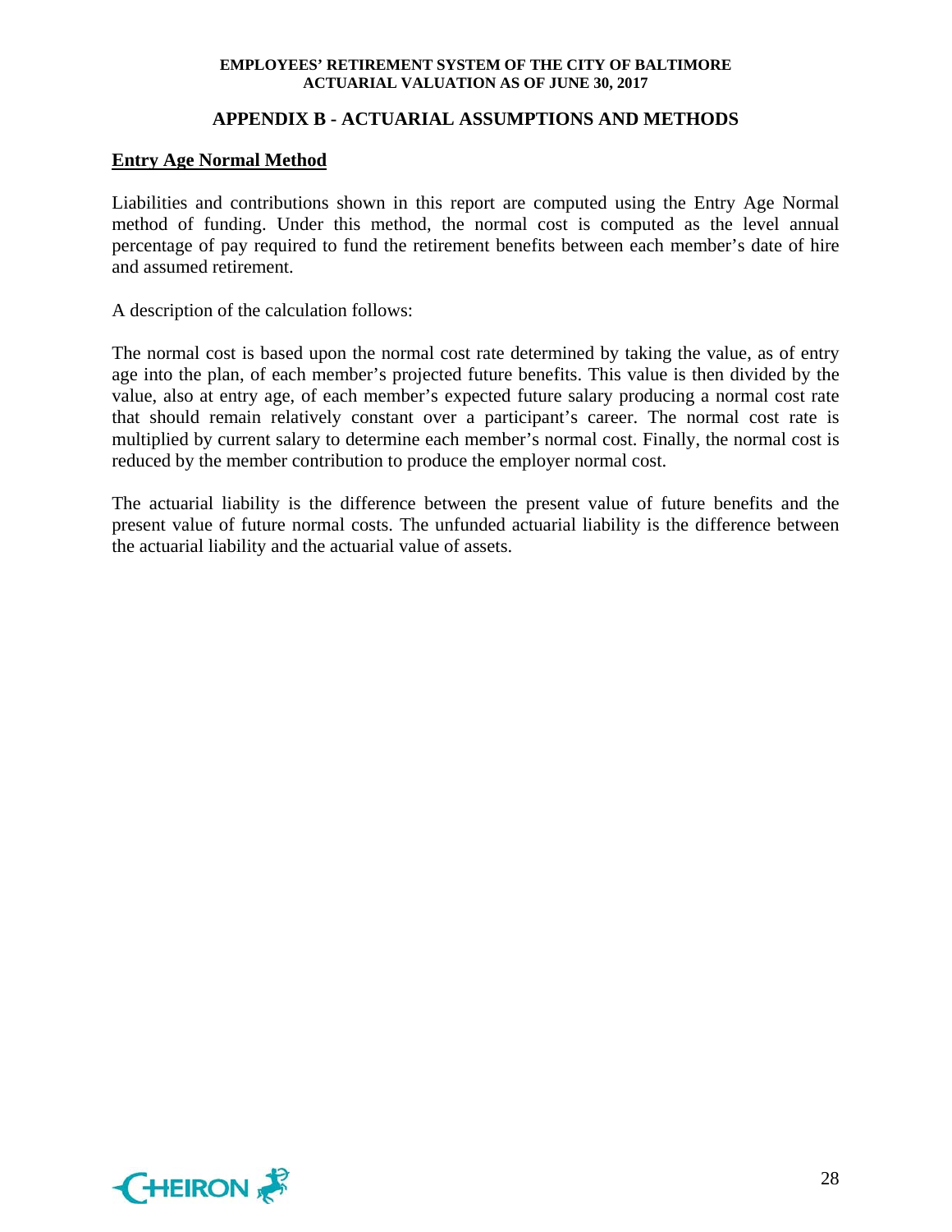## APPENDIX B - ACTUARIAL ASSUMPTIONS AND METHODS

**Entry Age Normal Method**

Liabilities and contributions shown in this report are computed using the Entry Age Normal method of funding. Under this method, the normal cost is computed as the level annual percentage of pay required to fund the retirement benefits between each member's date of hire and assumed retirement.

A description of the calculation follows:

The normal cost is based upon the normal cost rate determined by taking the value, as of entry age into the plan, of each member's projected future benefits. This value is then divided by the value, also at entry age, of each member's expected future salary producing a normal cost rate that should remain relatively constant over a participant's career. The normal cost rate is multiplied by current salary to determine each member's normal cost. Finally, the normal cost is reduced by the member contribution to produce the employer normal cost.

The actuarial liability is the difference between the present value of future benefits and the present value of future normal costs. The unfunded actuarial liability is the difference between the actuarial liability and the actuarial value of assets.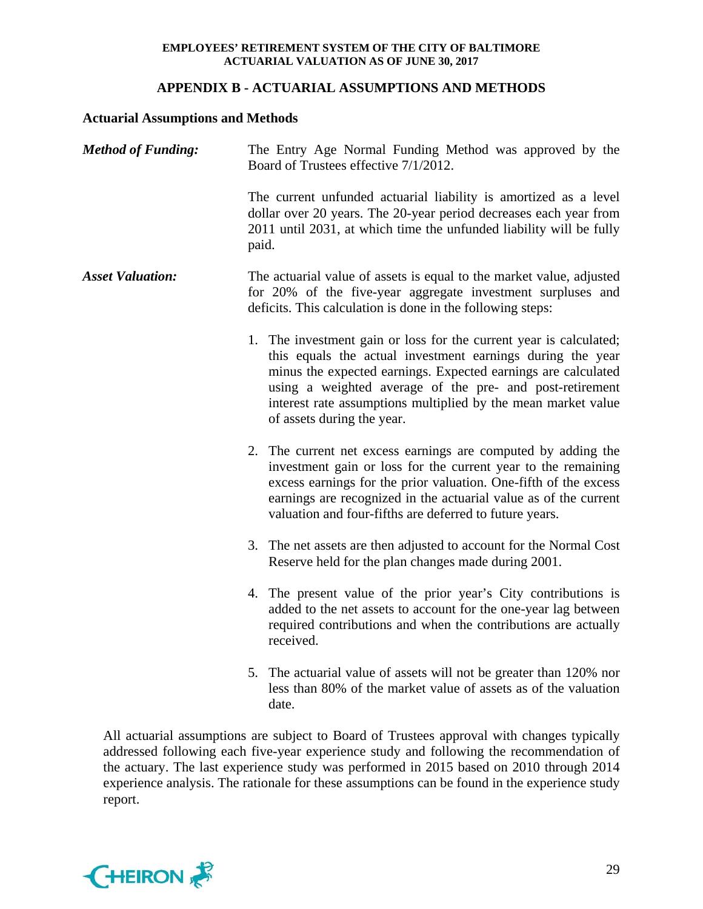## APPENDIX B - ACTUARIAL ASSUMPTIONS AND METHODS

### Actuarial Assumptions and Methods

***Method of Funding:*** The Entry Age Normal Funding Method was approved by the Board of Trustees effective 7/1/2012.

The current unfunded actuarial liability is amortized as a level dollar over 20 years. The 20-year period decreases each year from 2011 until 2031, at which time the unfunded liability will be fully paid.

***Asset Valuation:*** The actuarial value of assets is equal to the market value, adjusted for 20% of the five-year aggregate investment surpluses and deficits. This calculation is done in the following steps:

1. The investment gain or loss for the current year is calculated; this equals the actual investment earnings during the year minus the expected earnings. Expected earnings are calculated using a weighted average of the pre- and post-retirement interest rate assumptions multiplied by the mean market value of assets during the year.
2. The current net excess earnings are computed by adding the investment gain or loss for the current year to the remaining excess earnings for the prior valuation. One-fifth of the excess earnings are recognized in the actuarial value as of the current valuation and four-fifths are deferred to future years.
3. The net assets are then adjusted to account for the Normal Cost Reserve held for the plan changes made during 2001.
4. The present value of the prior year's City contributions is added to the net assets to account for the one-year lag between required contributions and when the contributions are actually received.
5. The actuarial value of assets will not be greater than 120% nor less than 80% of the market value of assets as of the valuation date.

All actuarial assumptions are subject to Board of Trustees approval with changes typically addressed following each five-year experience study and following the recommendation of the actuary. The last experience study was performed in 2015 based on 2010 through 2014 experience analysis. The rationale for these assumptions can be found in the experience study report.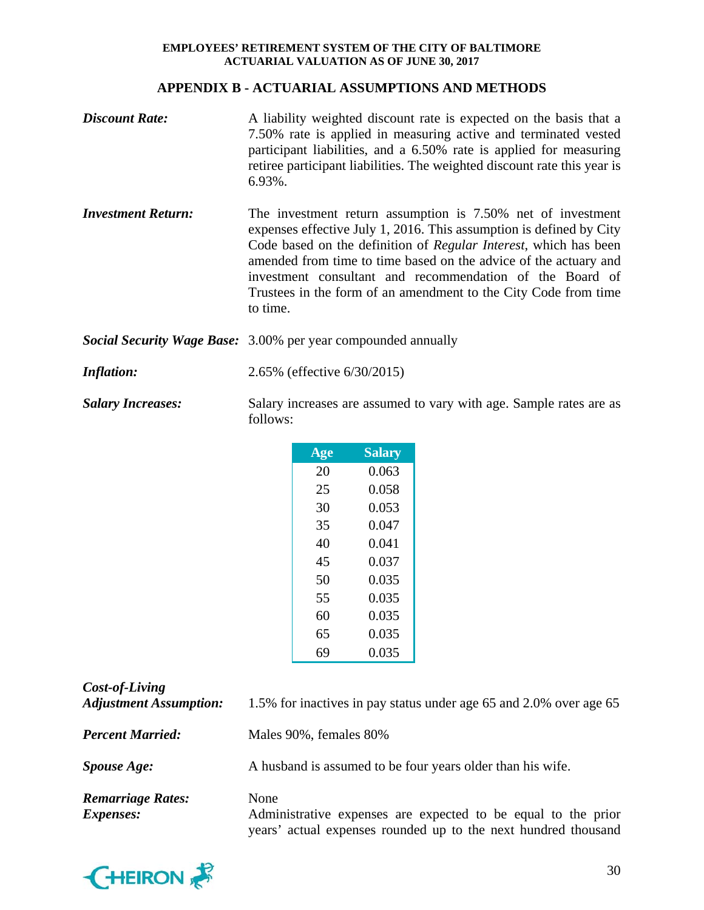## APPENDIX B - ACTUARIAL ASSUMPTIONS AND METHODS

***Discount Rate:*** A liability weighted discount rate is expected on the basis that a 7.50% rate is applied in measuring active and terminated vested participant liabilities, and a 6.50% rate is applied for measuring retiree participant liabilities. The weighted discount rate this year is 6.93%.

***Investment Return:*** The investment return assumption is 7.50% net of investment expenses effective July 1, 2016. This assumption is defined by City Code based on the definition of *Regular Interest*, which has been amended from time to time based on the advice of the actuary and investment consultant and recommendation of the Board of Trustees in the form of an amendment to the City Code from time to time.

***Social Security Wage Base:*** 3.00% per year compounded annually

***Inflation:*** 2.65% (effective 6/30/2015)

***Salary Increases:*** Salary increases are assumed to vary with age. Sample rates are as follows:

| Age | Salary |
|---|---|
| 20 | 0.063 |
| 25 | 0.058 |
| 30 | 0.053 |
| 35 | 0.047 |
| 40 | 0.041 |
| 45 | 0.037 |
| 50 | 0.035 |
| 55 | 0.035 |
| 60 | 0.035 |
| 65 | 0.035 |
| 69 | 0.035 |

***Cost-of-Living Adjustment Assumption:*** 1.5% for inactives in pay status under age 65 and 2.0% over age 65

***Percent Married:*** Males 90%, females 80%

***Spouse Age:*** A husband is assumed to be four years older than his wife.

***Remarriage Rates:*** None

***Expenses:*** Administrative expenses are expected to be equal to the prior years' actual expenses rounded up to the next hundred thousand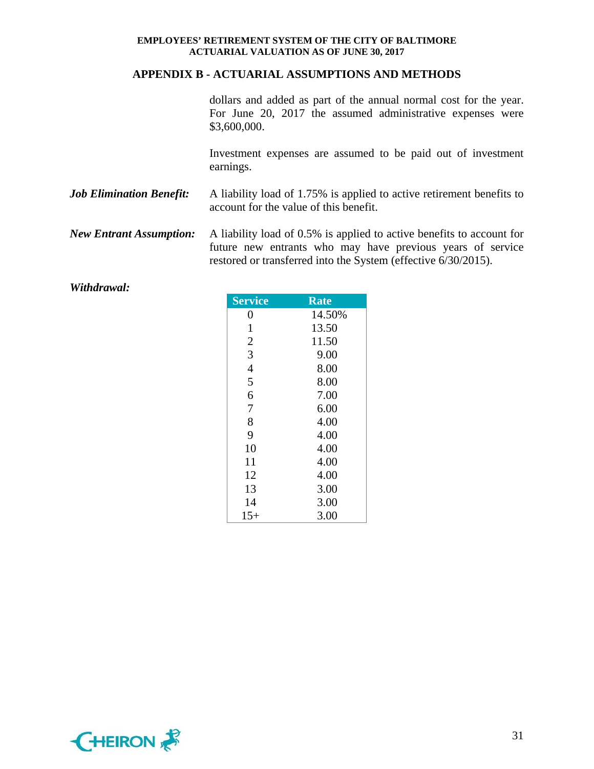## APPENDIX B - ACTUARIAL ASSUMPTIONS AND METHODS

dollars and added as part of the annual normal cost for the year. For June 20, 2017 the assumed administrative expenses were $3,600,000.

Investment expenses are assumed to be paid out of investment earnings.

***Job Elimination Benefit:*** A liability load of 1.75% is applied to active retirement benefits to account for the value of this benefit.

***New Entrant Assumption:*** A liability load of 0.5% is applied to active benefits to account for future new entrants who may have previous years of service restored or transferred into the System (effective 6/30/2015).

***Withdrawal:***

| Service | Rate |
|---|---|
| 0 | 14.50% |
| 1 | 13.50 |
| 2 | 11.50 |
| 3 | 9.00 |
| 4 | 8.00 |
| 5 | 8.00 |
| 6 | 7.00 |
| 7 | 6.00 |
| 8 | 4.00 |
| 9 | 4.00 |
| 10 | 4.00 |
| 11 | 4.00 |
| 12 | 4.00 |
| 13 | 3.00 |
| 14 | 3.00 |
| 15+ | 3.00 |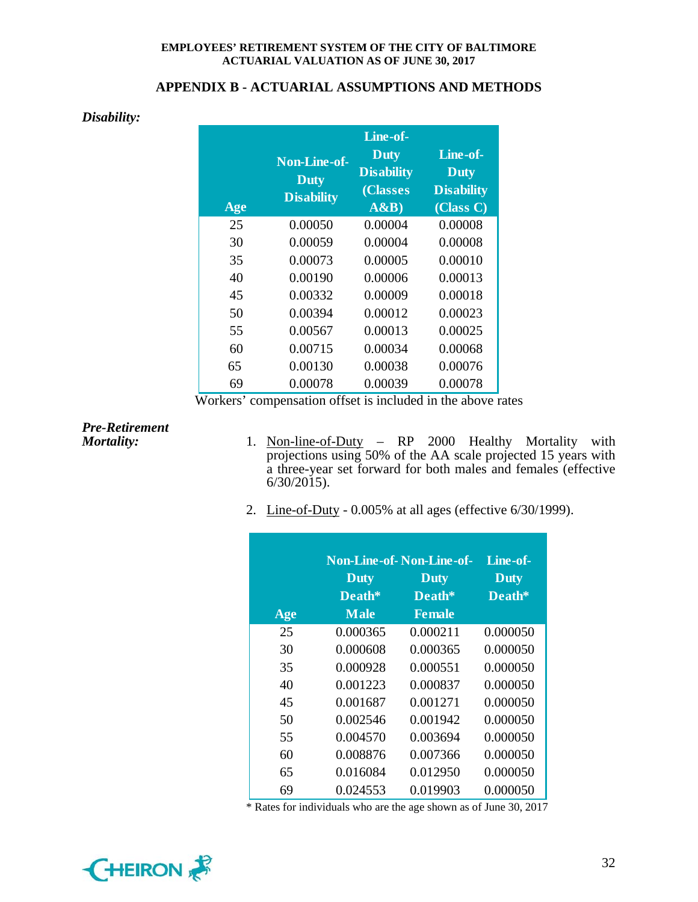## APPENDIX B - ACTUARIAL ASSUMPTIONS AND METHODS

***Disability:***

| Age | Non-Line-of-Duty Disability | Line-of-Duty Disability (Classes A&B) | Line-of-Duty Disability (Class C) |
|---|---|---|---|
| 25 | 0.00050 | 0.00004 | 0.00008 |
| 30 | 0.00059 | 0.00004 | 0.00008 |
| 35 | 0.00073 | 0.00005 | 0.00010 |
| 40 | 0.00190 | 0.00006 | 0.00013 |
| 45 | 0.00332 | 0.00009 | 0.00018 |
| 50 | 0.00394 | 0.00012 | 0.00023 |
| 55 | 0.00567 | 0.00013 | 0.00025 |
| 60 | 0.00715 | 0.00034 | 0.00068 |
| 65 | 0.00130 | 0.00038 | 0.00076 |
| 69 | 0.00078 | 0.00039 | 0.00078 |

Workers' compensation offset is included in the above rates

***Pre-Retirement Mortality:***

1. Non-line-of-Duty – RP 2000 Healthy Mortality with projections using 50% of the AA scale projected 15 years with a three-year set forward for both males and females (effective 6/30/2015).

2. Line-of-Duty - 0.005% at all ages (effective 6/30/1999).

| Age | Non-Line-of-Duty Death* Male | Non-Line-of-Duty Death* Female | Line-of-Duty Death* |
|---|---|---|---|
| 25 | 0.000365 | 0.000211 | 0.000050 |
| 30 | 0.000608 | 0.000365 | 0.000050 |
| 35 | 0.000928 | 0.000551 | 0.000050 |
| 40 | 0.001223 | 0.000837 | 0.000050 |
| 45 | 0.001687 | 0.001271 | 0.000050 |
| 50 | 0.002546 | 0.001942 | 0.000050 |
| 55 | 0.004570 | 0.003694 | 0.000050 |
| 60 | 0.008876 | 0.007366 | 0.000050 |
| 65 | 0.016084 | 0.012950 | 0.000050 |
| 69 | 0.024553 | 0.019903 | 0.000050 |

\* Rates for individuals who are the age shown as of June 30, 2017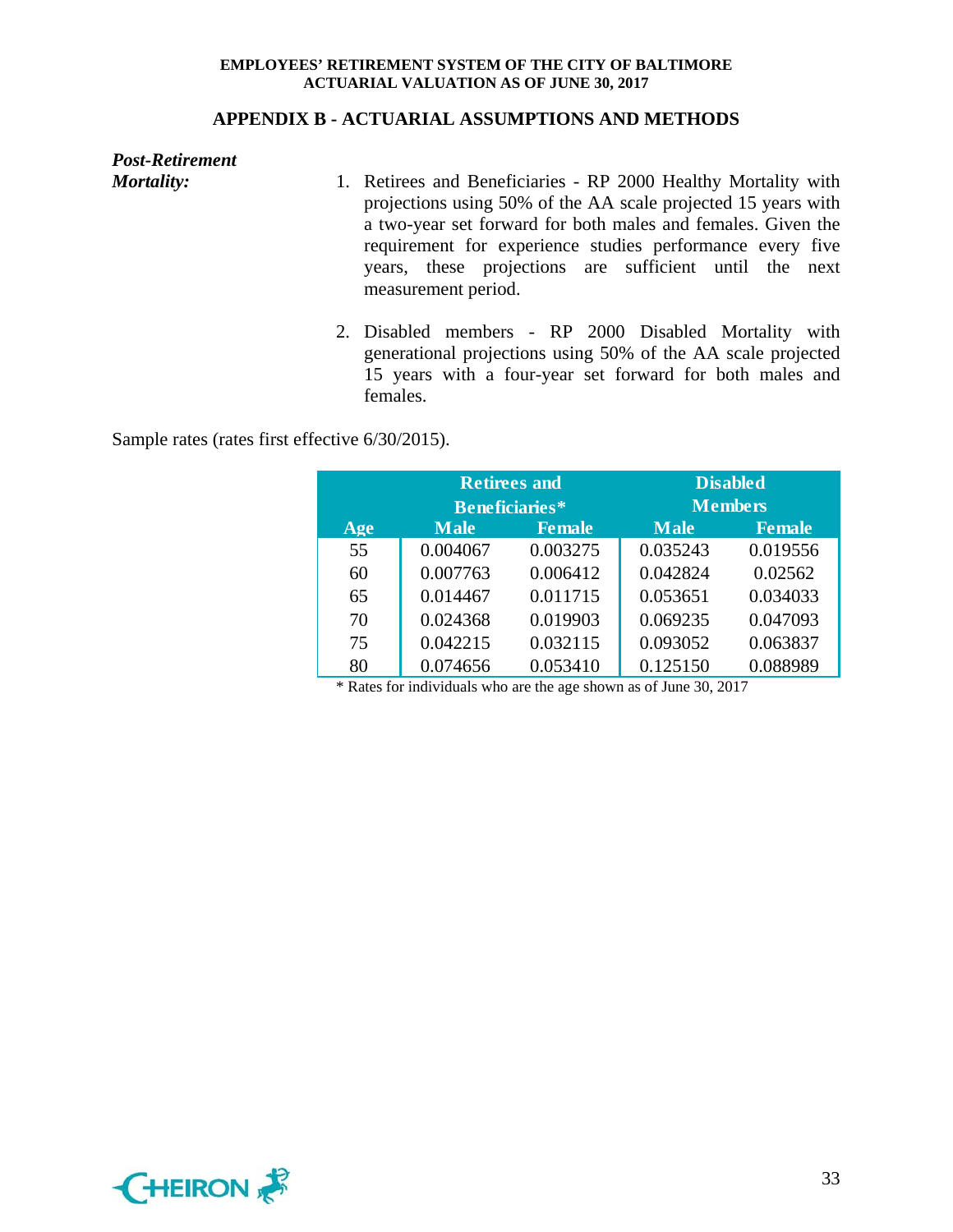## APPENDIX B - ACTUARIAL ASSUMPTIONS AND METHODS

***Post-Retirement Mortality:***

1. Retirees and Beneficiaries - RP 2000 Healthy Mortality with projections using 50% of the AA scale projected 15 years with a two-year set forward for both males and females. Given the requirement for experience studies performance every five years, these projections are sufficient until the next measurement period.

2. Disabled members - RP 2000 Disabled Mortality with generational projections using 50% of the AA scale projected 15 years with a four-year set forward for both males and females.

Sample rates (rates first effective 6/30/2015).

| | Retirees and Beneficiaries* | | Disabled Members | |
|---|---|---|---|---|
| Age | Male | Female | Male | Female |
| 55 | 0.004067 | 0.003275 | 0.035243 | 0.019556 |
| 60 | 0.007763 | 0.006412 | 0.042824 | 0.02562 |
| 65 | 0.014467 | 0.011715 | 0.053651 | 0.034033 |
| 70 | 0.024368 | 0.019903 | 0.069235 | 0.047093 |
| 75 | 0.042215 | 0.032115 | 0.093052 | 0.063837 |
| 80 | 0.074656 | 0.053410 | 0.125150 | 0.088989 |

\* Rates for individuals who are the age shown as of June 30, 2017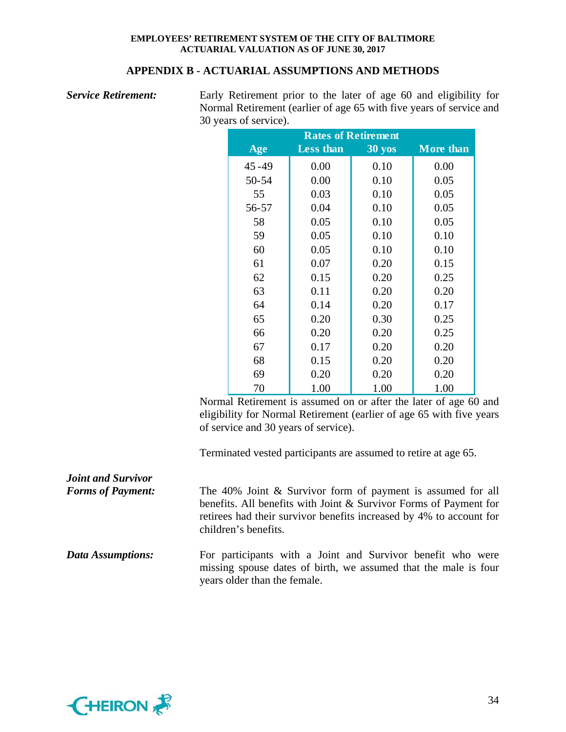## APPENDIX B - ACTUARIAL ASSUMPTIONS AND METHODS

***Service Retirement:***

Early Retirement prior to the later of age 60 and eligibility for Normal Retirement (earlier of age 65 with five years of service and 30 years of service).

| | Rates of Retirement | | |
|---|---|---|---|
| Age | Less than | 30 yos | More than |
| 45 -49 | 0.00 | 0.10 | 0.00 |
| 50-54 | 0.00 | 0.10 | 0.05 |
| 55 | 0.03 | 0.10 | 0.05 |
| 56-57 | 0.04 | 0.10 | 0.05 |
| 58 | 0.05 | 0.10 | 0.05 |
| 59 | 0.05 | 0.10 | 0.10 |
| 60 | 0.05 | 0.10 | 0.10 |
| 61 | 0.07 | 0.20 | 0.15 |
| 62 | 0.15 | 0.20 | 0.25 |
| 63 | 0.11 | 0.20 | 0.20 |
| 64 | 0.14 | 0.20 | 0.17 |
| 65 | 0.20 | 0.30 | 0.25 |
| 66 | 0.20 | 0.20 | 0.25 |
| 67 | 0.17 | 0.20 | 0.20 |
| 68 | 0.15 | 0.20 | 0.20 |
| 69 | 0.20 | 0.20 | 0.20 |
| 70 | 1.00 | 1.00 | 1.00 |

Normal Retirement is assumed on or after the later of age 60 and eligibility for Normal Retirement (earlier of age 65 with five years of service and 30 years of service).

Terminated vested participants are assumed to retire at age 65.

***Joint and Survivor Forms of Payment:***

The 40% Joint & Survivor form of payment is assumed for all benefits. All benefits with Joint & Survivor Forms of Payment for retirees had their survivor benefits increased by 4% to account for children's benefits.

***Data Assumptions:***

For participants with a Joint and Survivor benefit who were missing spouse dates of birth, we assumed that the male is four years older than the female.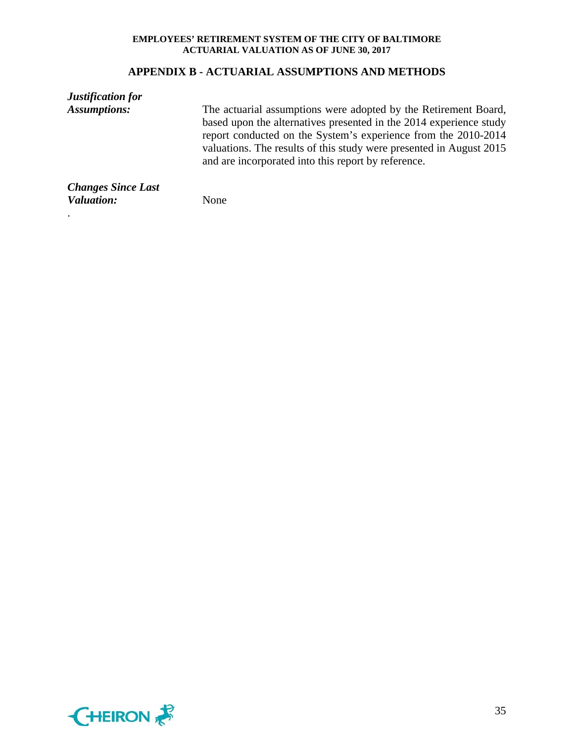## APPENDIX B - ACTUARIAL ASSUMPTIONS AND METHODS

***Justification for Assumptions:*** The actuarial assumptions were adopted by the Retirement Board, based upon the alternatives presented in the 2014 experience study report conducted on the System's experience from the 2010-2014 valuations. The results of this study were presented in August 2015 and are incorporated into this report by reference.

***Changes Since Last Valuation:*** None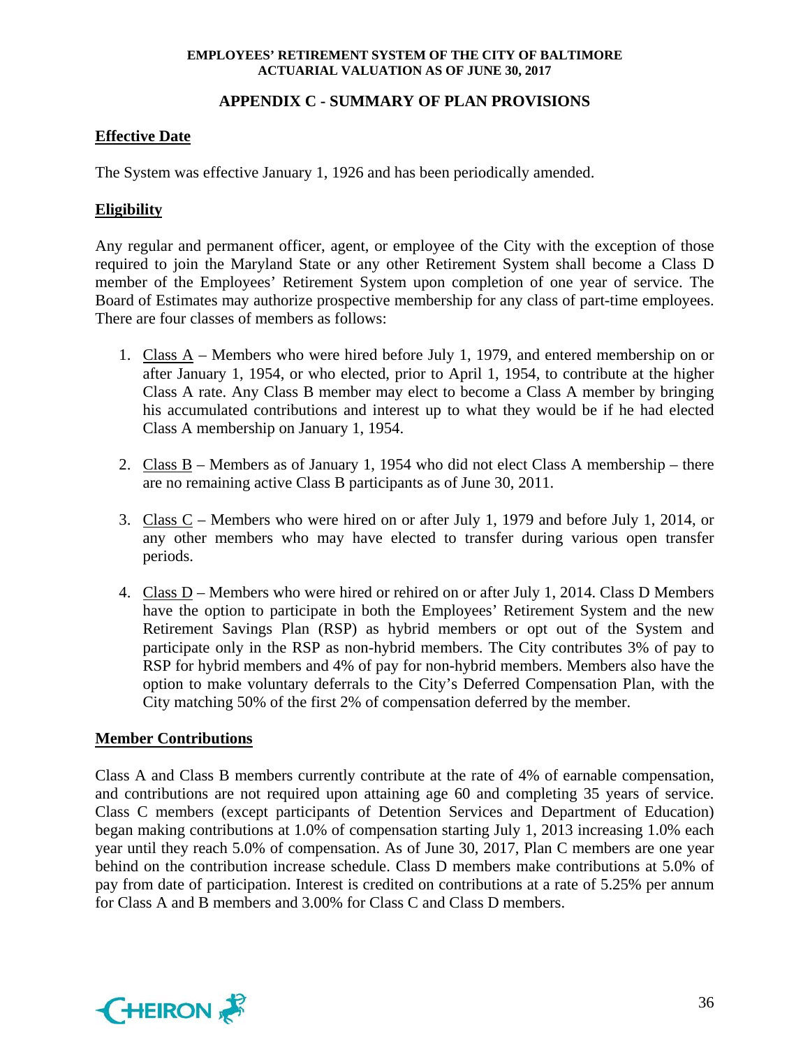## APPENDIX C - SUMMARY OF PLAN PROVISIONS

### Effective Date

The System was effective January 1, 1926 and has been periodically amended.

### Eligibility

Any regular and permanent officer, agent, or employee of the City with the exception of those required to join the Maryland State or any other Retirement System shall become a Class D member of the Employees' Retirement System upon completion of one year of service. The Board of Estimates may authorize prospective membership for any class of part-time employees. There are four classes of members as follows:

1. Class A – Members who were hired before July 1, 1979, and entered membership on or after January 1, 1954, or who elected, prior to April 1, 1954, to contribute at the higher Class A rate. Any Class B member may elect to become a Class A member by bringing his accumulated contributions and interest up to what they would be if he had elected Class A membership on January 1, 1954.

2. Class B – Members as of January 1, 1954 who did not elect Class A membership – there are no remaining active Class B participants as of June 30, 2011.

3. Class C – Members who were hired on or after July 1, 1979 and before July 1, 2014, or any other members who may have elected to transfer during various open transfer periods.

4. Class D – Members who were hired or rehired on or after July 1, 2014. Class D Members have the option to participate in both the Employees' Retirement System and the new Retirement Savings Plan (RSP) as hybrid members or opt out of the System and participate only in the RSP as non-hybrid members. The City contributes 3% of pay to RSP for hybrid members and 4% of pay for non-hybrid members. Members also have the option to make voluntary deferrals to the City's Deferred Compensation Plan, with the City matching 50% of the first 2% of compensation deferred by the member.

### Member Contributions

Class A and Class B members currently contribute at the rate of 4% of earnable compensation, and contributions are not required upon attaining age 60 and completing 35 years of service. Class C members (except participants of Detention Services and Department of Education) began making contributions at 1.0% of compensation starting July 1, 2013 increasing 1.0% each year until they reach 5.0% of compensation. As of June 30, 2017, Plan C members are one year behind on the contribution increase schedule. Class D members make contributions at 5.0% of pay from date of participation. Interest is credited on contributions at a rate of 5.25% per annum for Class A and B members and 3.00% for Class C and Class D members.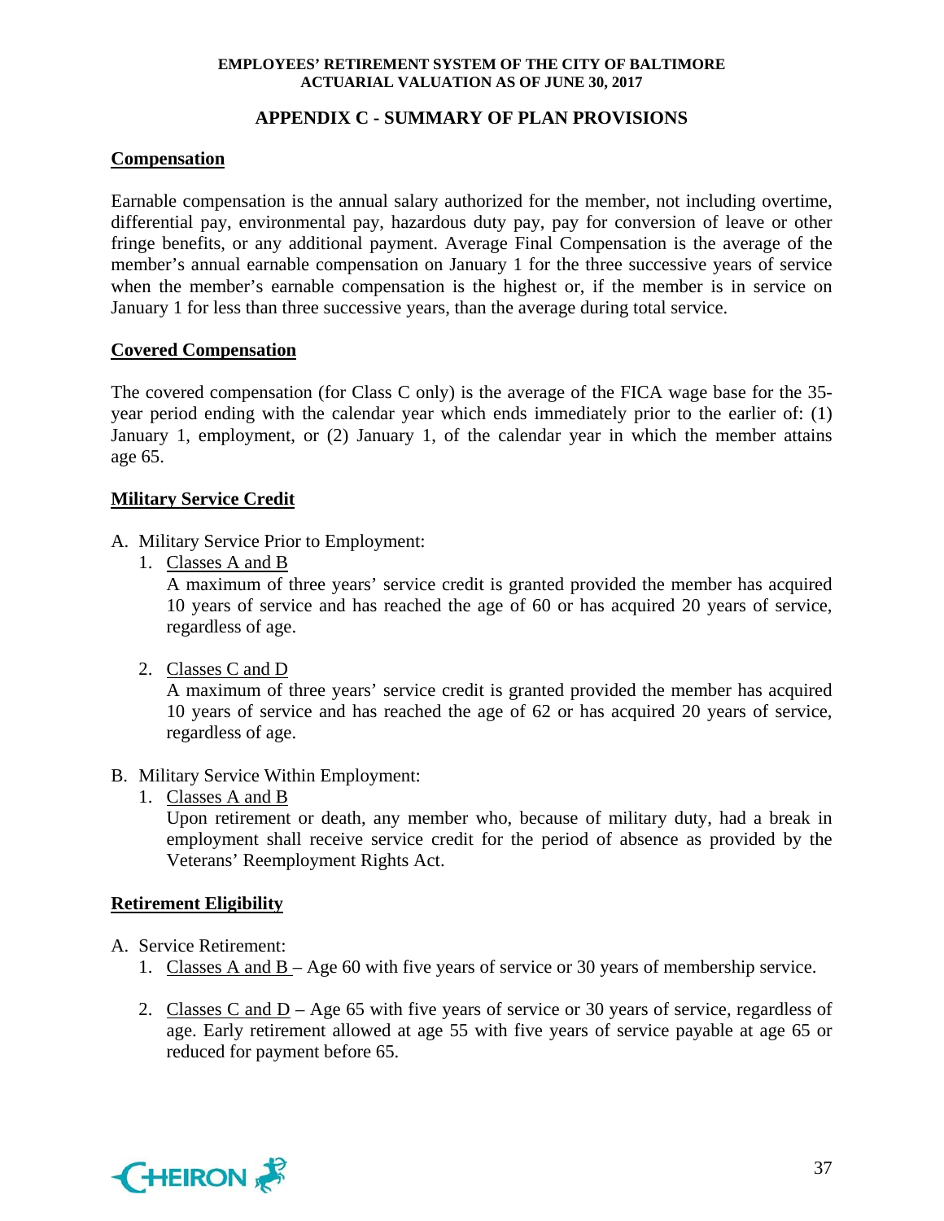## APPENDIX C - SUMMARY OF PLAN PROVISIONS

### Compensation

Earnable compensation is the annual salary authorized for the member, not including overtime, differential pay, environmental pay, hazardous duty pay, pay for conversion of leave or other fringe benefits, or any additional payment. Average Final Compensation is the average of the member's annual earnable compensation on January 1 for the three successive years of service when the member's earnable compensation is the highest or, if the member is in service on January 1 for less than three successive years, than the average during total service.

### Covered Compensation

The covered compensation (for Class C only) is the average of the FICA wage base for the 35-year period ending with the calendar year which ends immediately prior to the earlier of: (1) January 1, employment, or (2) January 1, of the calendar year in which the member attains age 65.

### Military Service Credit

A. Military Service Prior to Employment:
   1. Classes A and B
      A maximum of three years' service credit is granted provided the member has acquired 10 years of service and has reached the age of 60 or has acquired 20 years of service, regardless of age.

   2. Classes C and D
      A maximum of three years' service credit is granted provided the member has acquired 10 years of service and has reached the age of 62 or has acquired 20 years of service, regardless of age.

B. Military Service Within Employment:
   1. Classes A and B
      Upon retirement or death, any member who, because of military duty, had a break in employment shall receive service credit for the period of absence as provided by the Veterans' Reemployment Rights Act.

### Retirement Eligibility

A. Service Retirement:
   1. Classes A and B – Age 60 with five years of service or 30 years of membership service.

   2. Classes C and D – Age 65 with five years of service or 30 years of service, regardless of age. Early retirement allowed at age 55 with five years of service payable at age 65 or reduced for payment before 65.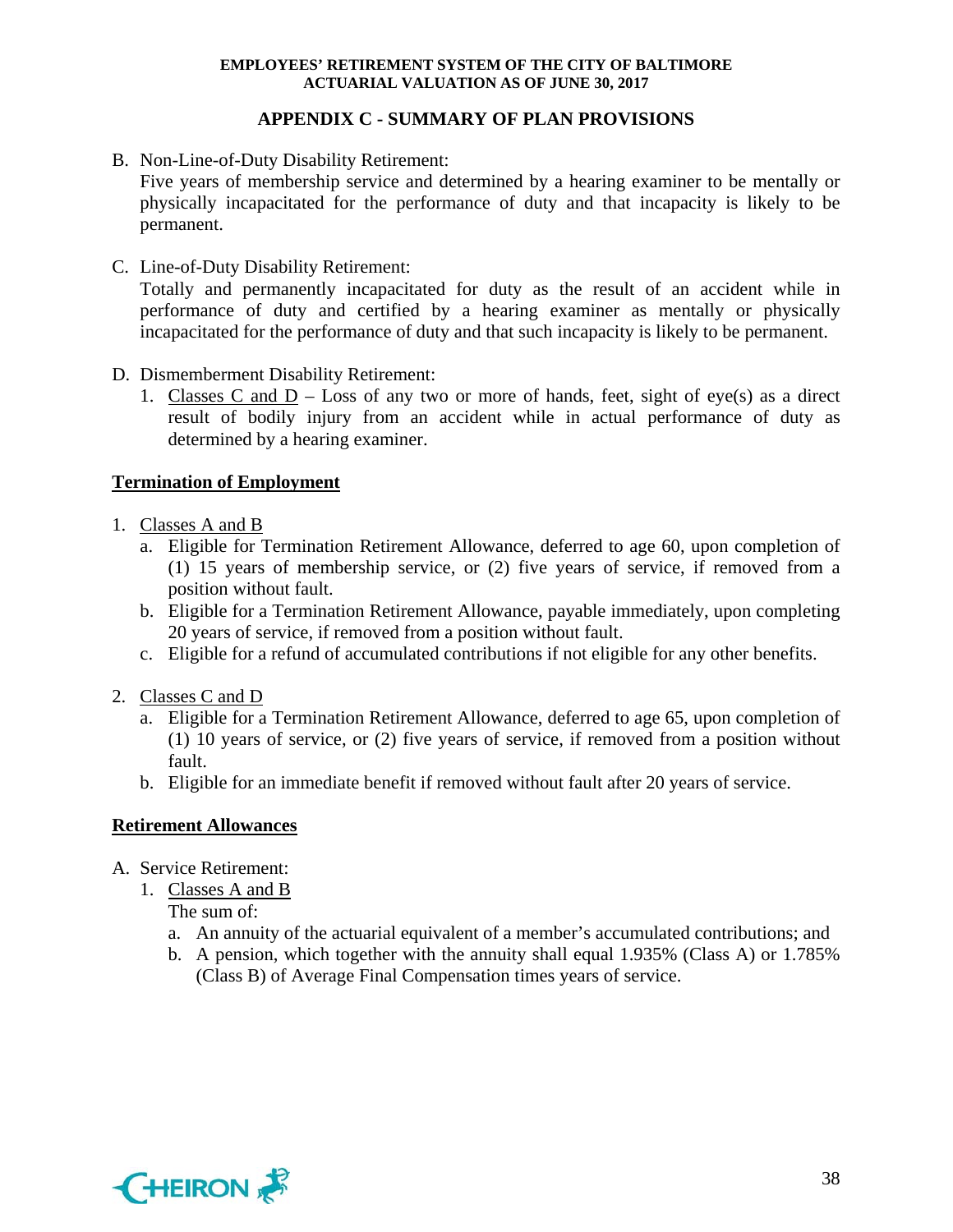## APPENDIX C - SUMMARY OF PLAN PROVISIONS

B. Non-Line-of-Duty Disability Retirement:
Five years of membership service and determined by a hearing examiner to be mentally or physically incapacitated for the performance of duty and that incapacity is likely to be permanent.

C. Line-of-Duty Disability Retirement:
Totally and permanently incapacitated for duty as the result of an accident while in performance of duty and certified by a hearing examiner as mentally or physically incapacitated for the performance of duty and that such incapacity is likely to be permanent.

D. Dismemberment Disability Retirement:
   1. Classes C and D – Loss of any two or more of hands, feet, sight of eye(s) as a direct result of bodily injury from an accident while in actual performance of duty as determined by a hearing examiner.

**Termination of Employment**

1. Classes A and B
   a. Eligible for Termination Retirement Allowance, deferred to age 60, upon completion of (1) 15 years of membership service, or (2) five years of service, if removed from a position without fault.
   b. Eligible for a Termination Retirement Allowance, payable immediately, upon completing 20 years of service, if removed from a position without fault.
   c. Eligible for a refund of accumulated contributions if not eligible for any other benefits.

2. Classes C and D
   a. Eligible for a Termination Retirement Allowance, deferred to age 65, upon completion of (1) 10 years of service, or (2) five years of service, if removed from a position without fault.
   b. Eligible for an immediate benefit if removed without fault after 20 years of service.

**Retirement Allowances**

A. Service Retirement:
   1. Classes A and B
      The sum of:
      a. An annuity of the actuarial equivalent of a member's accumulated contributions; and
      b. A pension, which together with the annuity shall equal 1.935% (Class A) or 1.785% (Class B) of Average Final Compensation times years of service.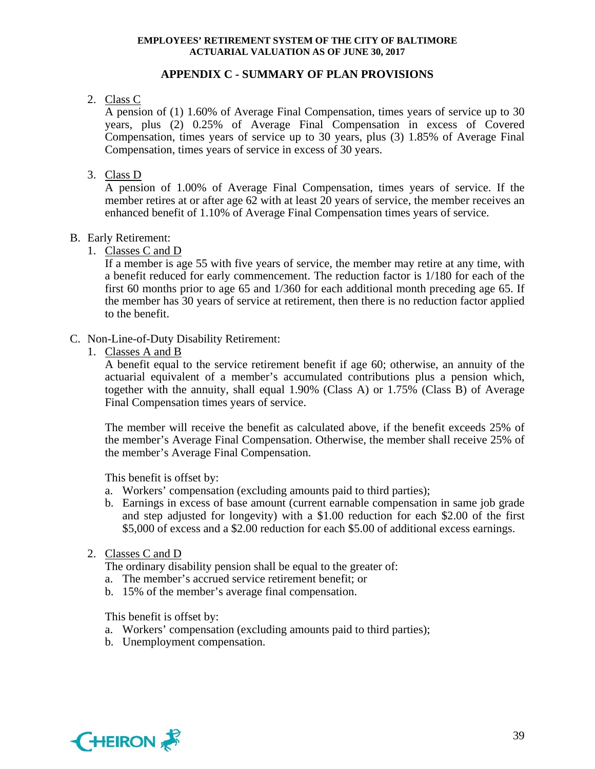## APPENDIX C - SUMMARY OF PLAN PROVISIONS

2. Class C

   A pension of (1) 1.60% of Average Final Compensation, times years of service up to 30 years, plus (2) 0.25% of Average Final Compensation in excess of Covered Compensation, times years of service up to 30 years, plus (3) 1.85% of Average Final Compensation, times years of service in excess of 30 years.

3. Class D

   A pension of 1.00% of Average Final Compensation, times years of service. If the member retires at or after age 62 with at least 20 years of service, the member receives an enhanced benefit of 1.10% of Average Final Compensation times years of service.

B. Early Retirement:

1. Classes C and D

   If a member is age 55 with five years of service, the member may retire at any time, with a benefit reduced for early commencement. The reduction factor is 1/180 for each of the first 60 months prior to age 65 and 1/360 for each additional month preceding age 65. If the member has 30 years of service at retirement, then there is no reduction factor applied to the benefit.

C. Non-Line-of-Duty Disability Retirement:

1. Classes A and B

   A benefit equal to the service retirement benefit if age 60; otherwise, an annuity of the actuarial equivalent of a member's accumulated contributions plus a pension which, together with the annuity, shall equal 1.90% (Class A) or 1.75% (Class B) of Average Final Compensation times years of service.

   The member will receive the benefit as calculated above, if the benefit exceeds 25% of the member's Average Final Compensation. Otherwise, the member shall receive 25% of the member's Average Final Compensation.

   This benefit is offset by:

   a. Workers' compensation (excluding amounts paid to third parties);
   b. Earnings in excess of base amount (current earnable compensation in same job grade and step adjusted for longevity) with a $1.00 reduction for each $2.00 of the first $5,000 of excess and a $2.00 reduction for each $5.00 of additional excess earnings.

2. Classes C and D

   The ordinary disability pension shall be equal to the greater of:

   a. The member's accrued service retirement benefit; or
   b. 15% of the member's average final compensation.

   This benefit is offset by:

   a. Workers' compensation (excluding amounts paid to third parties);
   b. Unemployment compensation.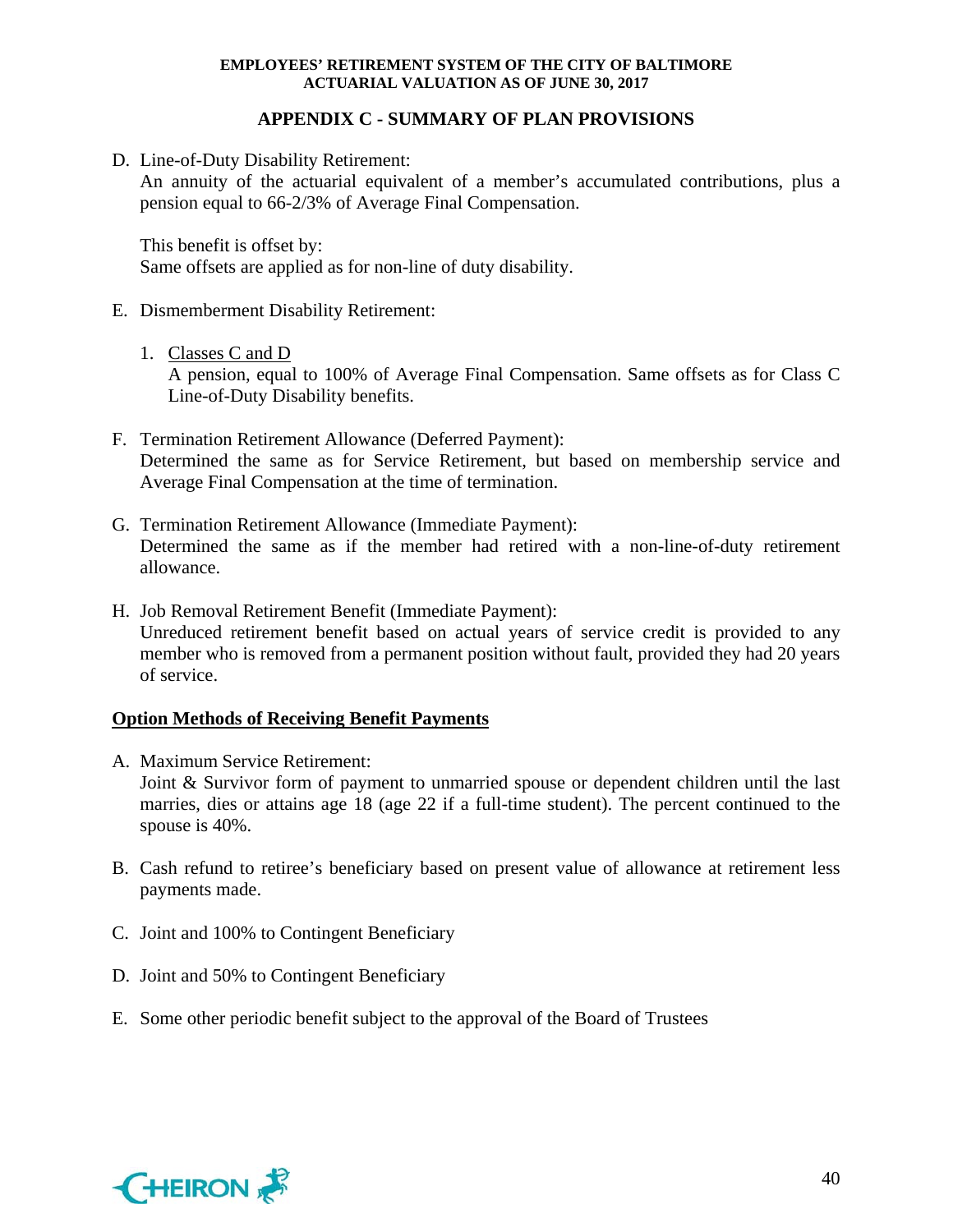## APPENDIX C - SUMMARY OF PLAN PROVISIONS

D. Line-of-Duty Disability Retirement:
   An annuity of the actuarial equivalent of a member's accumulated contributions, plus a pension equal to 66-2/3% of Average Final Compensation.

   This benefit is offset by:
   Same offsets are applied as for non-line of duty disability.

E. Dismemberment Disability Retirement:

   1. <u>Classes C and D</u>
      A pension, equal to 100% of Average Final Compensation. Same offsets as for Class C Line-of-Duty Disability benefits.

F. Termination Retirement Allowance (Deferred Payment):
   Determined the same as for Service Retirement, but based on membership service and Average Final Compensation at the time of termination.

G. Termination Retirement Allowance (Immediate Payment):
   Determined the same as if the member had retired with a non-line-of-duty retirement allowance.

H. Job Removal Retirement Benefit (Immediate Payment):
   Unreduced retirement benefit based on actual years of service credit is provided to any member who is removed from a permanent position without fault, provided they had 20 years of service.

### Option Methods of Receiving Benefit Payments

A. Maximum Service Retirement:
   Joint & Survivor form of payment to unmarried spouse or dependent children until the last marries, dies or attains age 18 (age 22 if a full-time student). The percent continued to the spouse is 40%.

B. Cash refund to retiree's beneficiary based on present value of allowance at retirement less payments made.

C. Joint and 100% to Contingent Beneficiary

D. Joint and 50% to Contingent Beneficiary

E. Some other periodic benefit subject to the approval of the Board of Trustees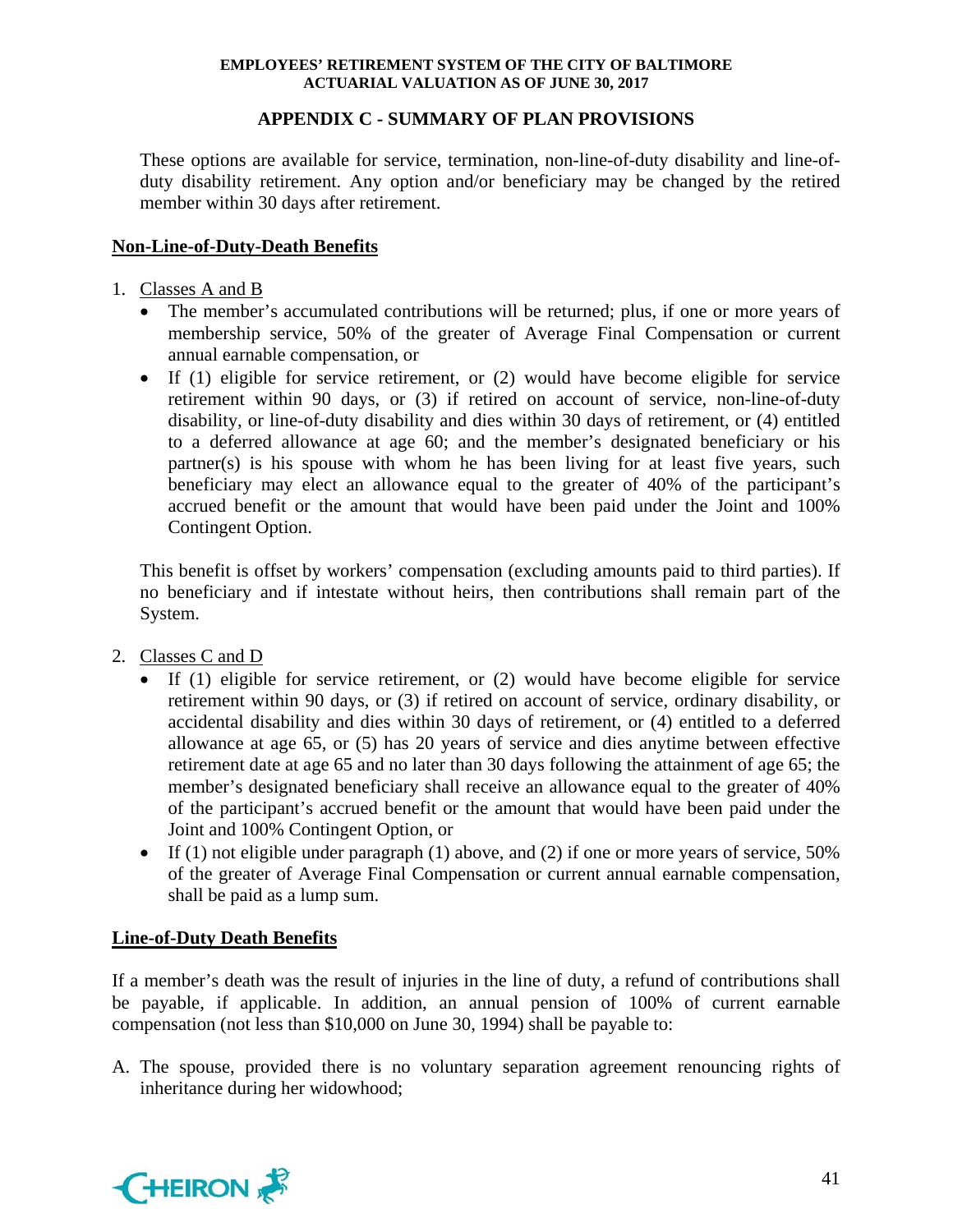## APPENDIX C - SUMMARY OF PLAN PROVISIONS

These options are available for service, termination, non-line-of-duty disability and line-of-duty disability retirement. Any option and/or beneficiary may be changed by the retired member within 30 days after retirement.

**Non-Line-of-Duty-Death Benefits**

1. Classes A and B
   - The member's accumulated contributions will be returned; plus, if one or more years of membership service, 50% of the greater of Average Final Compensation or current annual earnable compensation, or
   - If (1) eligible for service retirement, or (2) would have become eligible for service retirement within 90 days, or (3) if retired on account of service, non-line-of-duty disability, or line-of-duty disability and dies within 30 days of retirement, or (4) entitled to a deferred allowance at age 60; and the member's designated beneficiary or his partner(s) is his spouse with whom he has been living for at least five years, such beneficiary may elect an allowance equal to the greater of 40% of the participant's accrued benefit or the amount that would have been paid under the Joint and 100% Contingent Option.

   This benefit is offset by workers' compensation (excluding amounts paid to third parties). If no beneficiary and if intestate without heirs, then contributions shall remain part of the System.

2. Classes C and D
   - If (1) eligible for service retirement, or (2) would have become eligible for service retirement within 90 days, or (3) if retired on account of service, ordinary disability, or accidental disability and dies within 30 days of retirement, or (4) entitled to a deferred allowance at age 65, or (5) has 20 years of service and dies anytime between effective retirement date at age 65 and no later than 30 days following the attainment of age 65; the member's designated beneficiary shall receive an allowance equal to the greater of 40% of the participant's accrued benefit or the amount that would have been paid under the Joint and 100% Contingent Option, or
   - If (1) not eligible under paragraph (1) above, and (2) if one or more years of service, 50% of the greater of Average Final Compensation or current annual earnable compensation, shall be paid as a lump sum.

**Line-of-Duty Death Benefits**

If a member's death was the result of injuries in the line of duty, a refund of contributions shall be payable, if applicable. In addition, an annual pension of 100% of current earnable compensation (not less than $10,000 on June 30, 1994) shall be payable to:

A. The spouse, provided there is no voluntary separation agreement renouncing rights of inheritance during her widowhood;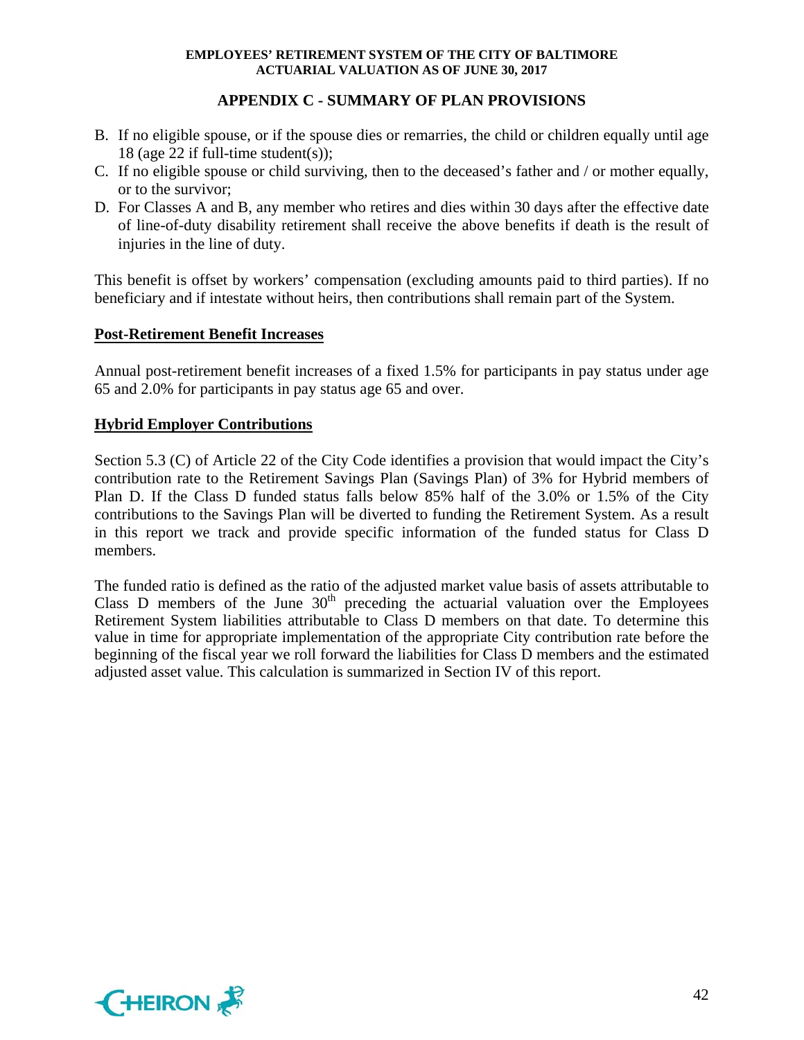## APPENDIX C - SUMMARY OF PLAN PROVISIONS

B. If no eligible spouse, or if the spouse dies or remarries, the child or children equally until age 18 (age 22 if full-time student(s));

C. If no eligible spouse or child surviving, then to the deceased's father and / or mother equally, or to the survivor;

D. For Classes A and B, any member who retires and dies within 30 days after the effective date of line-of-duty disability retirement shall receive the above benefits if death is the result of injuries in the line of duty.

This benefit is offset by workers' compensation (excluding amounts paid to third parties). If no beneficiary and if intestate without heirs, then contributions shall remain part of the System.

**Post-Retirement Benefit Increases**

Annual post-retirement benefit increases of a fixed 1.5% for participants in pay status under age 65 and 2.0% for participants in pay status age 65 and over.

**Hybrid Employer Contributions**

Section 5.3 (C) of Article 22 of the City Code identifies a provision that would impact the City's contribution rate to the Retirement Savings Plan (Savings Plan) of 3% for Hybrid members of Plan D. If the Class D funded status falls below 85% half of the 3.0% or 1.5% of the City contributions to the Savings Plan will be diverted to funding the Retirement System. As a result in this report we track and provide specific information of the funded status for Class D members.

The funded ratio is defined as the ratio of the adjusted market value basis of assets attributable to Class D members of the June 30th preceding the actuarial valuation over the Employees Retirement System liabilities attributable to Class D members on that date. To determine this value in time for appropriate implementation of the appropriate City contribution rate before the beginning of the fiscal year we roll forward the liabilities for Class D members and the estimated adjusted asset value. This calculation is summarized in Section IV of this report.